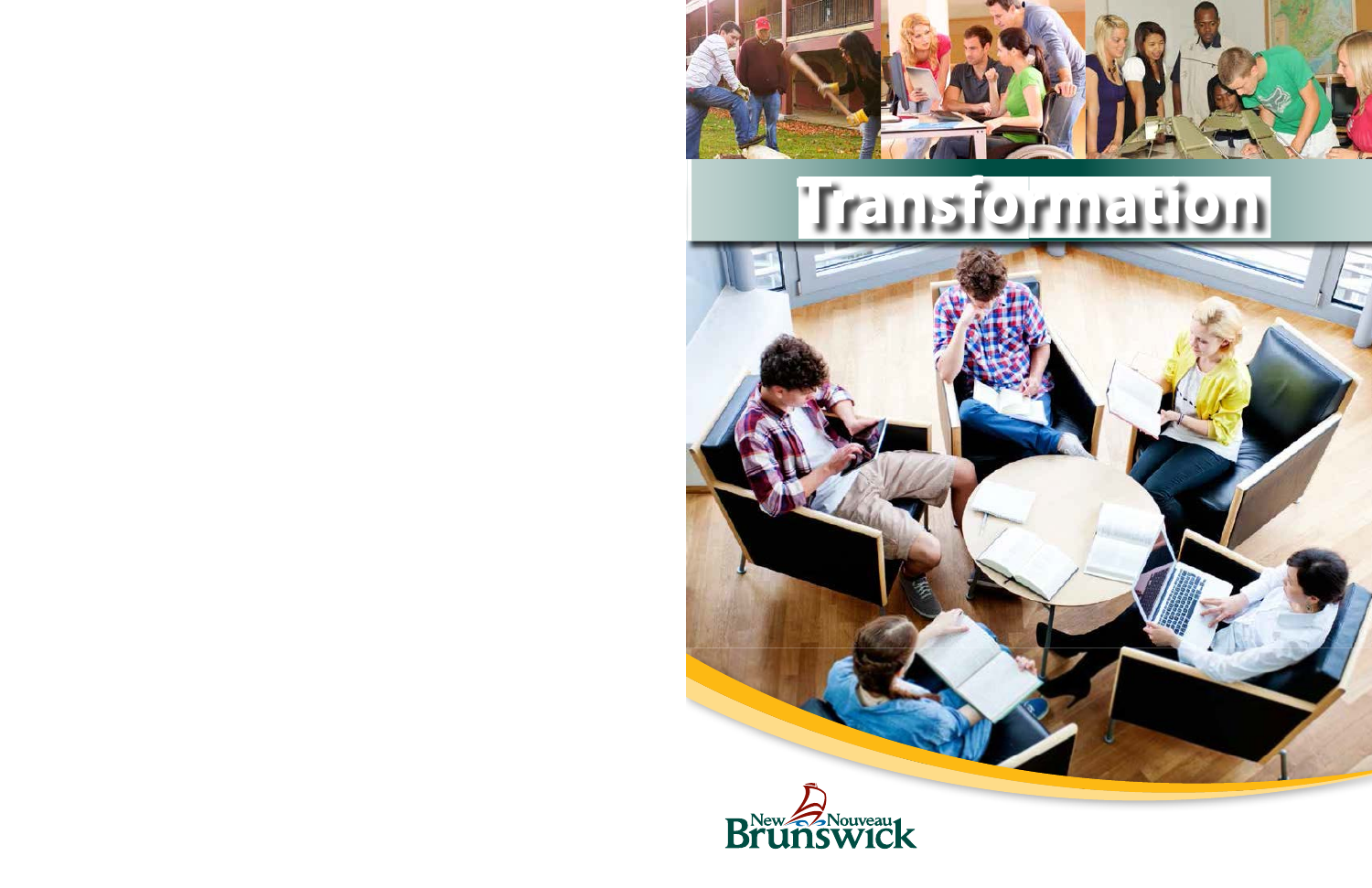# Transformation

New Nouveau Brunswick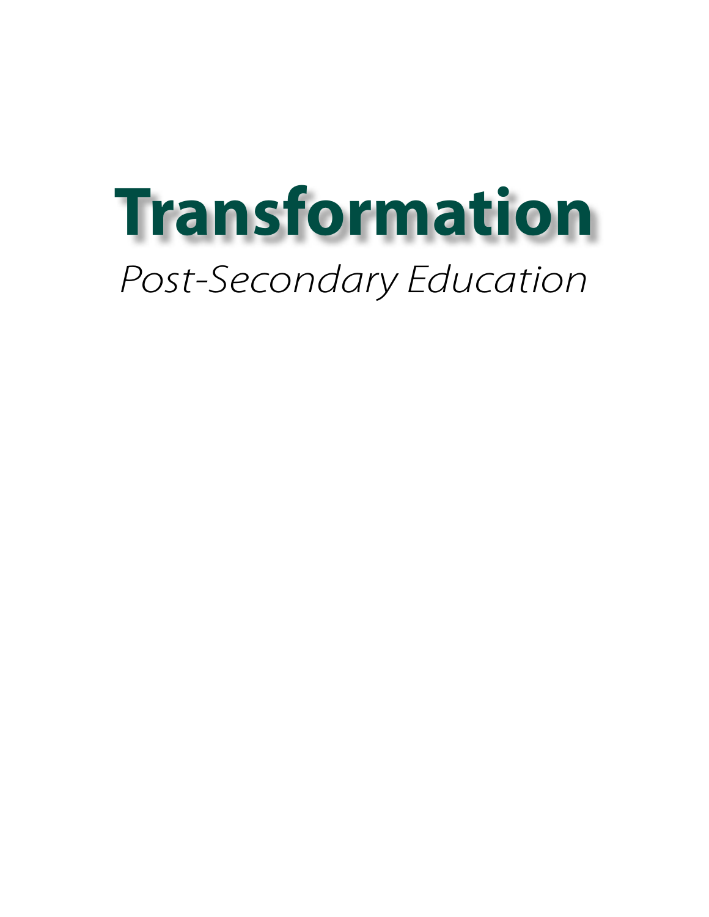# Transformation

*Post-Secondary Education*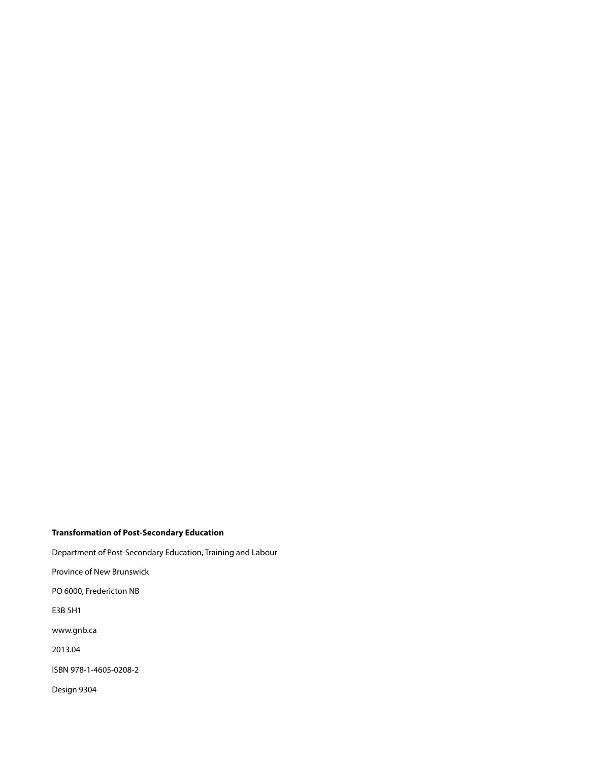**Transformation of Post-Secondary Education**

Department of Post-Secondary Education, Training and Labour

Province of New Brunswick

PO 6000, Fredericton NB

E3B 5H1

www.gnb.ca

2013.04

ISBN 978-1-4605-0208-2

Design 9304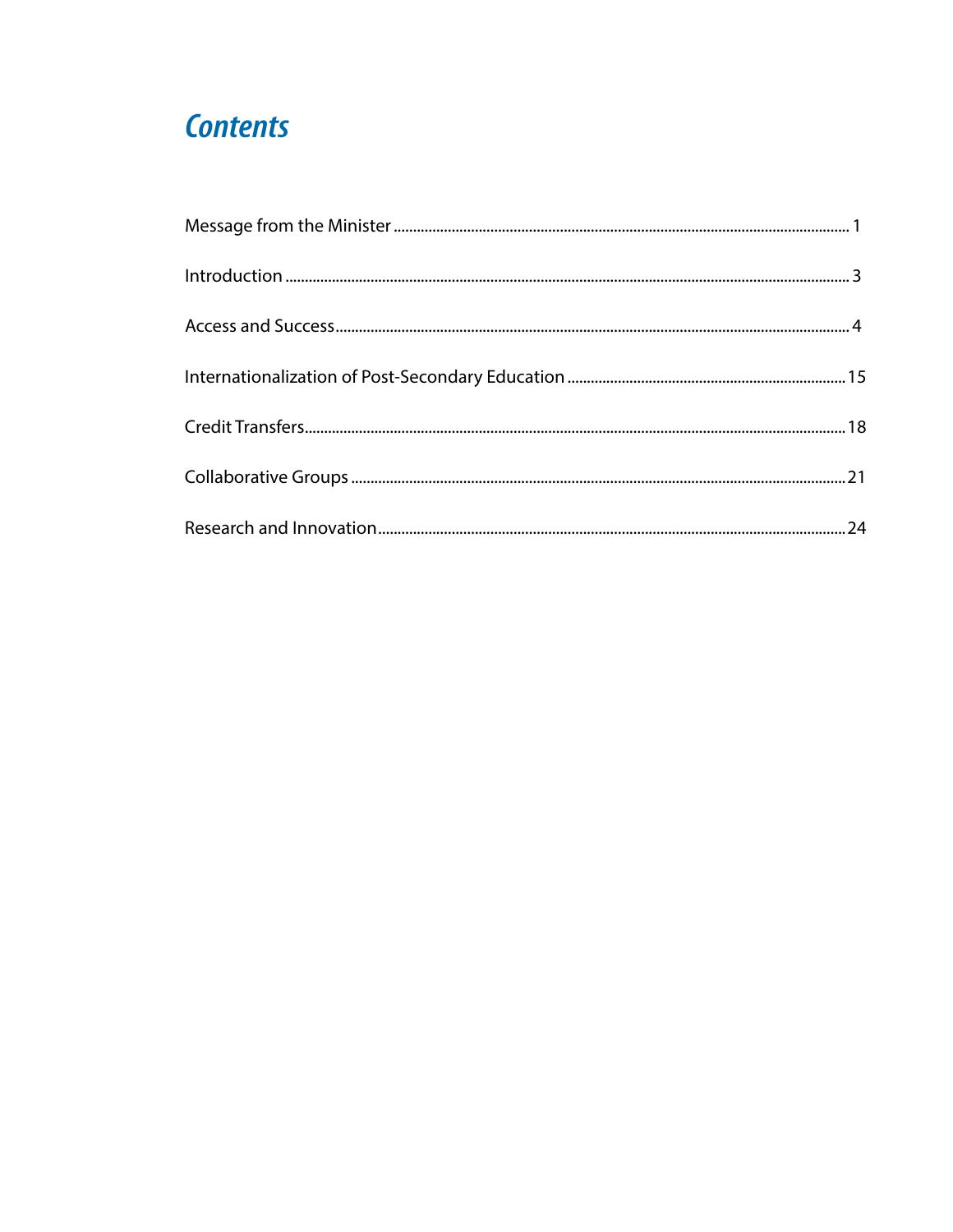# Contents

Message from the Minister ........................................................ 1

Introduction ........................................................ 3

Access and Success ........................................................ 4

Internationalization of Post-Secondary Education ........................................................ 15

Credit Transfers ........................................................ 18

Collaborative Groups ........................................................ 21

Research and Innovation ........................................................ 24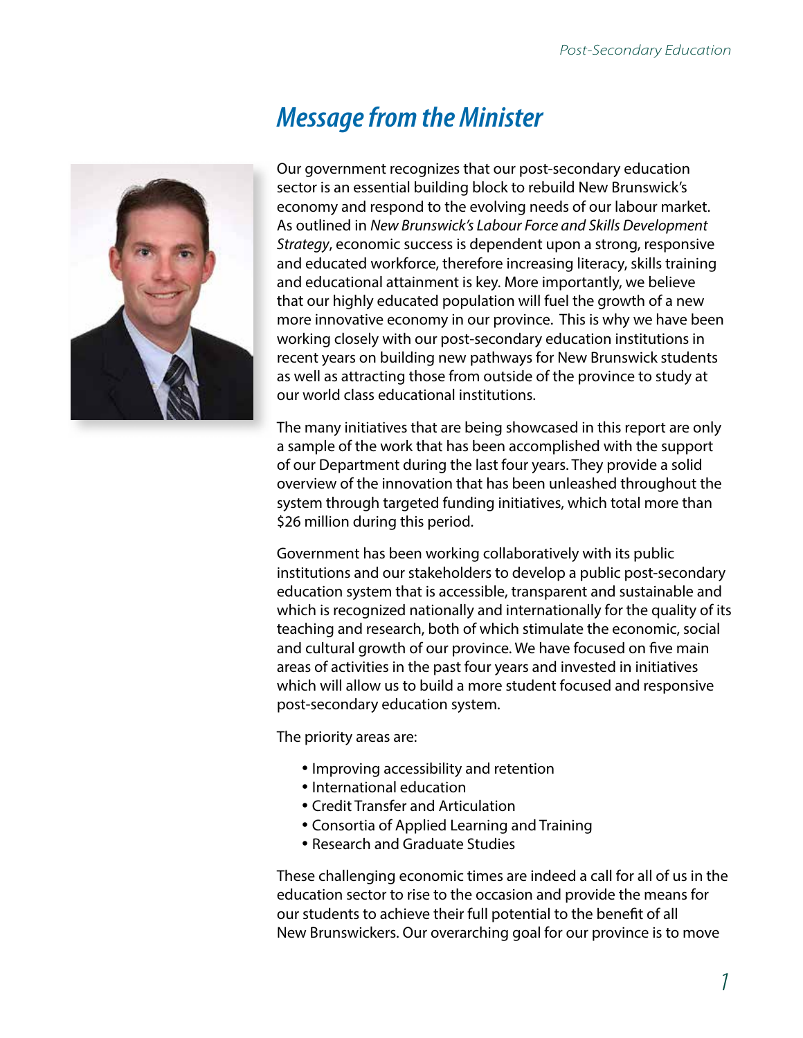## *Message from the Minister*

Our government recognizes that our post-secondary education sector is an essential building block to rebuild New Brunswick's economy and respond to the evolving needs of our labour market. As outlined in *New Brunswick's Labour Force and Skills Development Strategy*, economic success is dependent upon a strong, responsive and educated workforce, therefore increasing literacy, skills training and educational attainment is key. More importantly, we believe that our highly educated population will fuel the growth of a new more innovative economy in our province. This is why we have been working closely with our post-secondary education institutions in recent years on building new pathways for New Brunswick students as well as attracting those from outside of the province to study at our world class educational institutions.

The many initiatives that are being showcased in this report are only a sample of the work that has been accomplished with the support of our Department during the last four years. They provide a solid overview of the innovation that has been unleashed throughout the system through targeted funding initiatives, which total more than $26 million during this period.

Government has been working collaboratively with its public institutions and our stakeholders to develop a public post-secondary education system that is accessible, transparent and sustainable and which is recognized nationally and internationally for the quality of its teaching and research, both of which stimulate the economic, social and cultural growth of our province. We have focused on five main areas of activities in the past four years and invested in initiatives which will allow us to build a more student focused and responsive post-secondary education system.

The priority areas are:

- Improving accessibility and retention
- International education
- Credit Transfer and Articulation
- Consortia of Applied Learning and Training
- Research and Graduate Studies

These challenging economic times are indeed a call for all of us in the education sector to rise to the occasion and provide the means for our students to achieve their full potential to the benefit of all New Brunswickers. Our overarching goal for our province is to move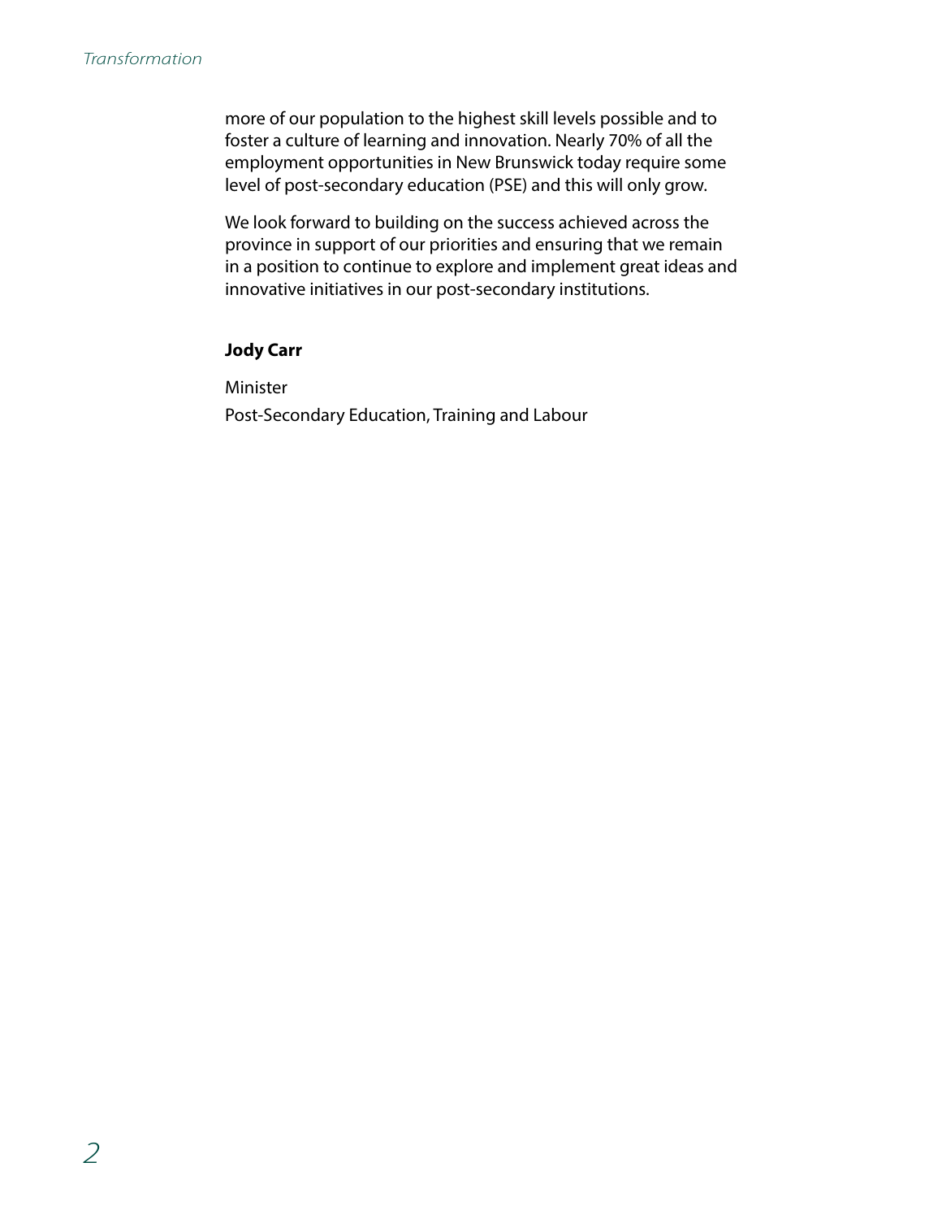more of our population to the highest skill levels possible and to foster a culture of learning and innovation. Nearly 70% of all the employment opportunities in New Brunswick today require some level of post-secondary education (PSE) and this will only grow.

We look forward to building on the success achieved across the province in support of our priorities and ensuring that we remain in a position to continue to explore and implement great ideas and innovative initiatives in our post-secondary institutions.

**Jody Carr**

Minister

Post-Secondary Education, Training and Labour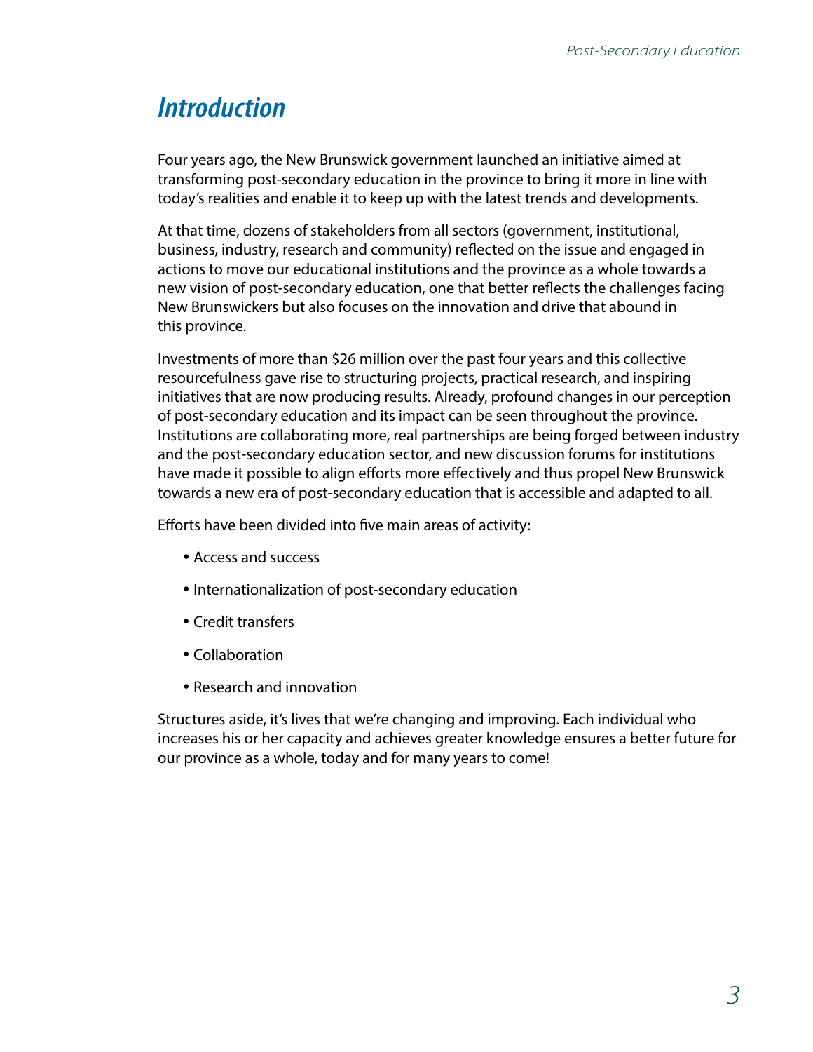# Introduction

Four years ago, the New Brunswick government launched an initiative aimed at transforming post-secondary education in the province to bring it more in line with today's realities and enable it to keep up with the latest trends and developments.

At that time, dozens of stakeholders from all sectors (government, institutional, business, industry, research and community) reflected on the issue and engaged in actions to move our educational institutions and the province as a whole towards a new vision of post-secondary education, one that better reflects the challenges facing New Brunswickers but also focuses on the innovation and drive that abound in this province.

Investments of more than $26 million over the past four years and this collective resourcefulness gave rise to structuring projects, practical research, and inspiring initiatives that are now producing results. Already, profound changes in our perception of post-secondary education and its impact can be seen throughout the province. Institutions are collaborating more, real partnerships are being forged between industry and the post-secondary education sector, and new discussion forums for institutions have made it possible to align efforts more effectively and thus propel New Brunswick towards a new era of post-secondary education that is accessible and adapted to all.

Efforts have been divided into five main areas of activity:

- Access and success
- Internationalization of post-secondary education
- Credit transfers
- Collaboration
- Research and innovation

Structures aside, it's lives that we're changing and improving. Each individual who increases his or her capacity and achieves greater knowledge ensures a better future for our province as a whole, today and for many years to come!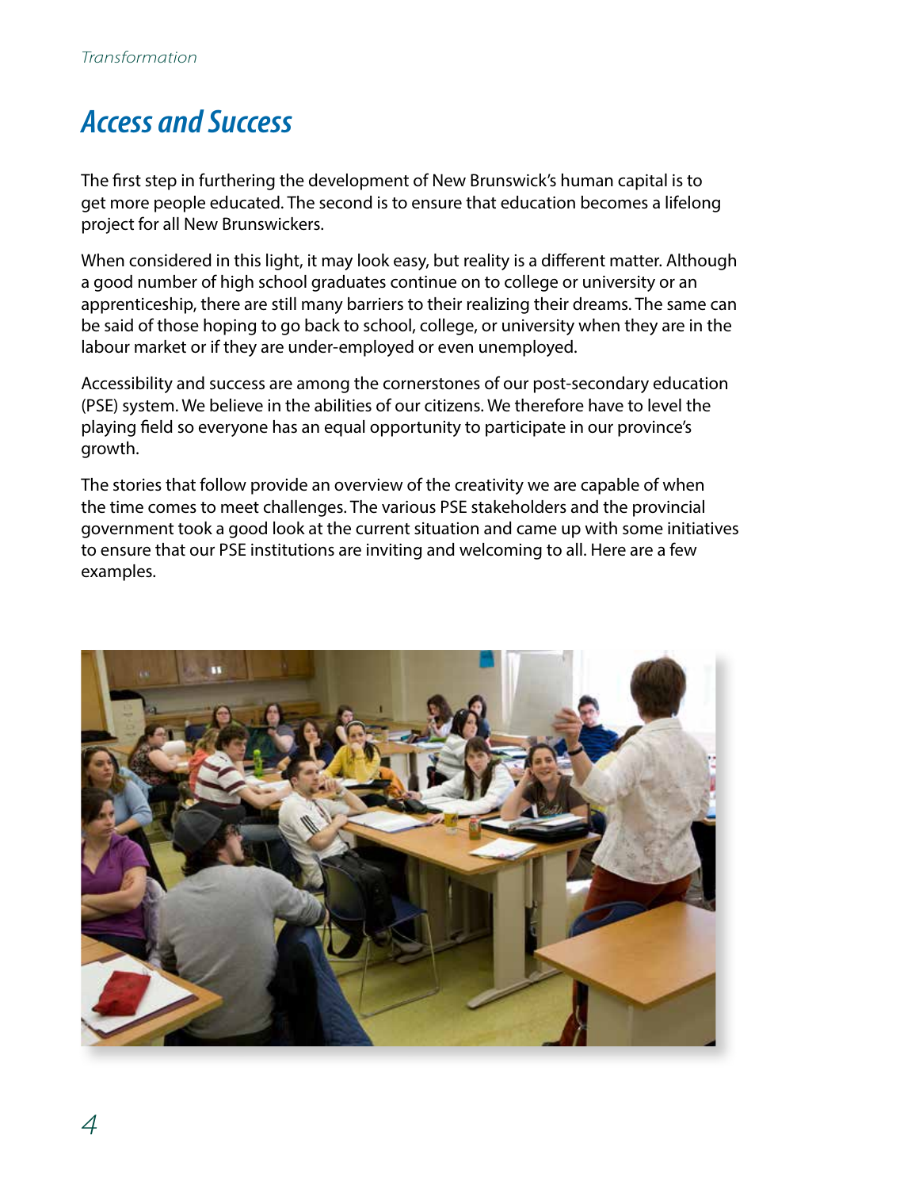# Access and Success

The first step in furthering the development of New Brunswick's human capital is to get more people educated. The second is to ensure that education becomes a lifelong project for all New Brunswickers.

When considered in this light, it may look easy, but reality is a different matter. Although a good number of high school graduates continue on to college or university or an apprenticeship, there are still many barriers to their realizing their dreams. The same can be said of those hoping to go back to school, college, or university when they are in the labour market or if they are under-employed or even unemployed.

Accessibility and success are among the cornerstones of our post-secondary education (PSE) system. We believe in the abilities of our citizens. We therefore have to level the playing field so everyone has an equal opportunity to participate in our province's growth.

The stories that follow provide an overview of the creativity we are capable of when the time comes to meet challenges. The various PSE stakeholders and the provincial government took a good look at the current situation and came up with some initiatives to ensure that our PSE institutions are inviting and welcoming to all. Here are a few examples.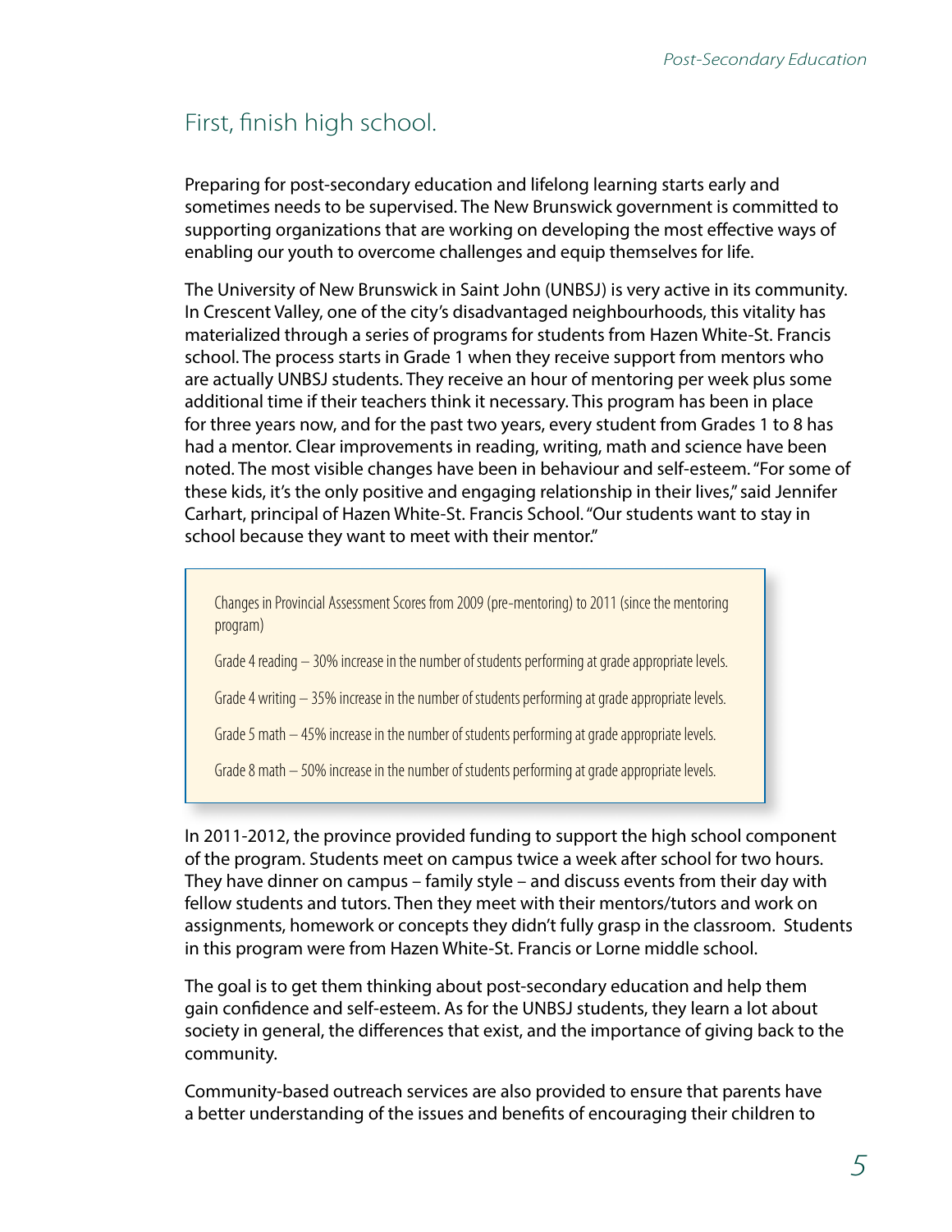## First, finish high school.

Preparing for post-secondary education and lifelong learning starts early and sometimes needs to be supervised. The New Brunswick government is committed to supporting organizations that are working on developing the most effective ways of enabling our youth to overcome challenges and equip themselves for life.

The University of New Brunswick in Saint John (UNBSJ) is very active in its community. In Crescent Valley, one of the city's disadvantaged neighbourhoods, this vitality has materialized through a series of programs for students from Hazen White-St. Francis school. The process starts in Grade 1 when they receive support from mentors who are actually UNBSJ students. They receive an hour of mentoring per week plus some additional time if their teachers think it necessary. This program has been in place for three years now, and for the past two years, every student from Grades 1 to 8 has had a mentor. Clear improvements in reading, writing, math and science have been noted. The most visible changes have been in behaviour and self-esteem. "For some of these kids, it's the only positive and engaging relationship in their lives," said Jennifer Carhart, principal of Hazen White-St. Francis School. "Our students want to stay in school because they want to meet with their mentor."

> Changes in Provincial Assessment Scores from 2009 (pre-mentoring) to 2011 (since the mentoring program)
>
> Grade 4 reading – 30% increase in the number of students performing at grade appropriate levels.
>
> Grade 4 writing – 35% increase in the number of students performing at grade appropriate levels.
>
> Grade 5 math – 45% increase in the number of students performing at grade appropriate levels.
>
> Grade 8 math – 50% increase in the number of students performing at grade appropriate levels.

In 2011-2012, the province provided funding to support the high school component of the program. Students meet on campus twice a week after school for two hours. They have dinner on campus – family style – and discuss events from their day with fellow students and tutors. Then they meet with their mentors/tutors and work on assignments, homework or concepts they didn't fully grasp in the classroom. Students in this program were from Hazen White-St. Francis or Lorne middle school.

The goal is to get them thinking about post-secondary education and help them gain confidence and self-esteem. As for the UNBSJ students, they learn a lot about society in general, the differences that exist, and the importance of giving back to the community.

Community-based outreach services are also provided to ensure that parents have a better understanding of the issues and benefits of encouraging their children to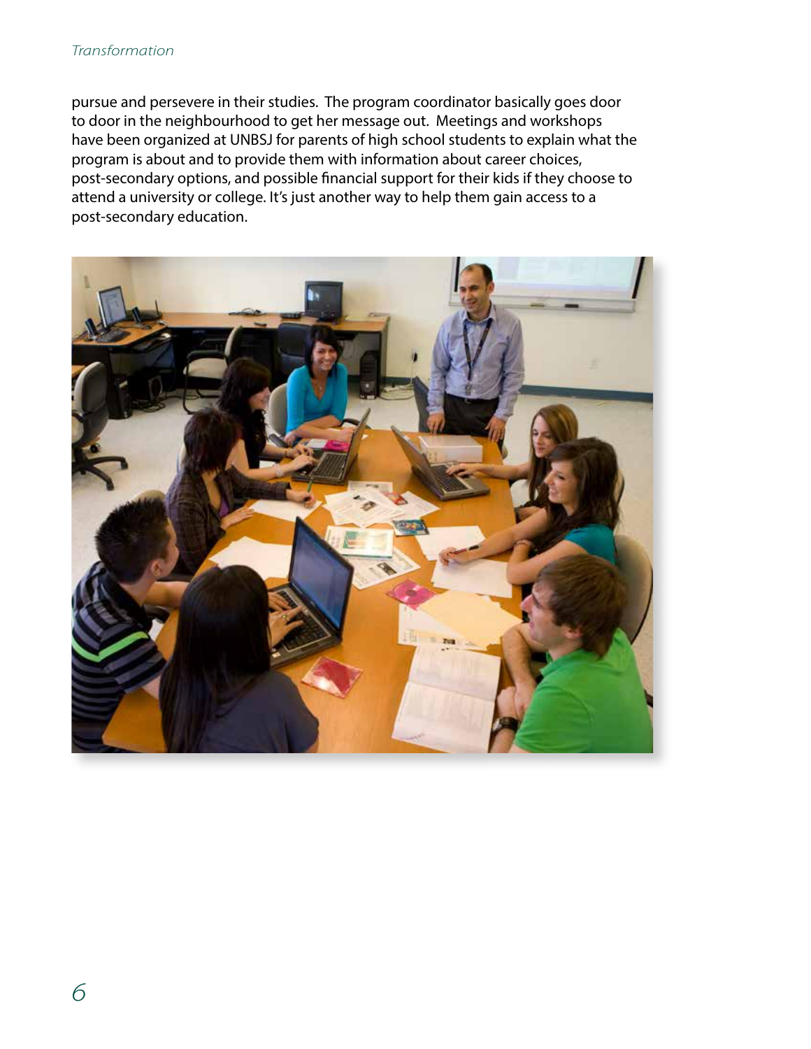pursue and persevere in their studies. The program coordinator basically goes door to door in the neighbourhood to get her message out. Meetings and workshops have been organized at UNBSJ for parents of high school students to explain what the program is about and to provide them with information about career choices, post-secondary options, and possible financial support for their kids if they choose to attend a university or college. It's just another way to help them gain access to a post-secondary education.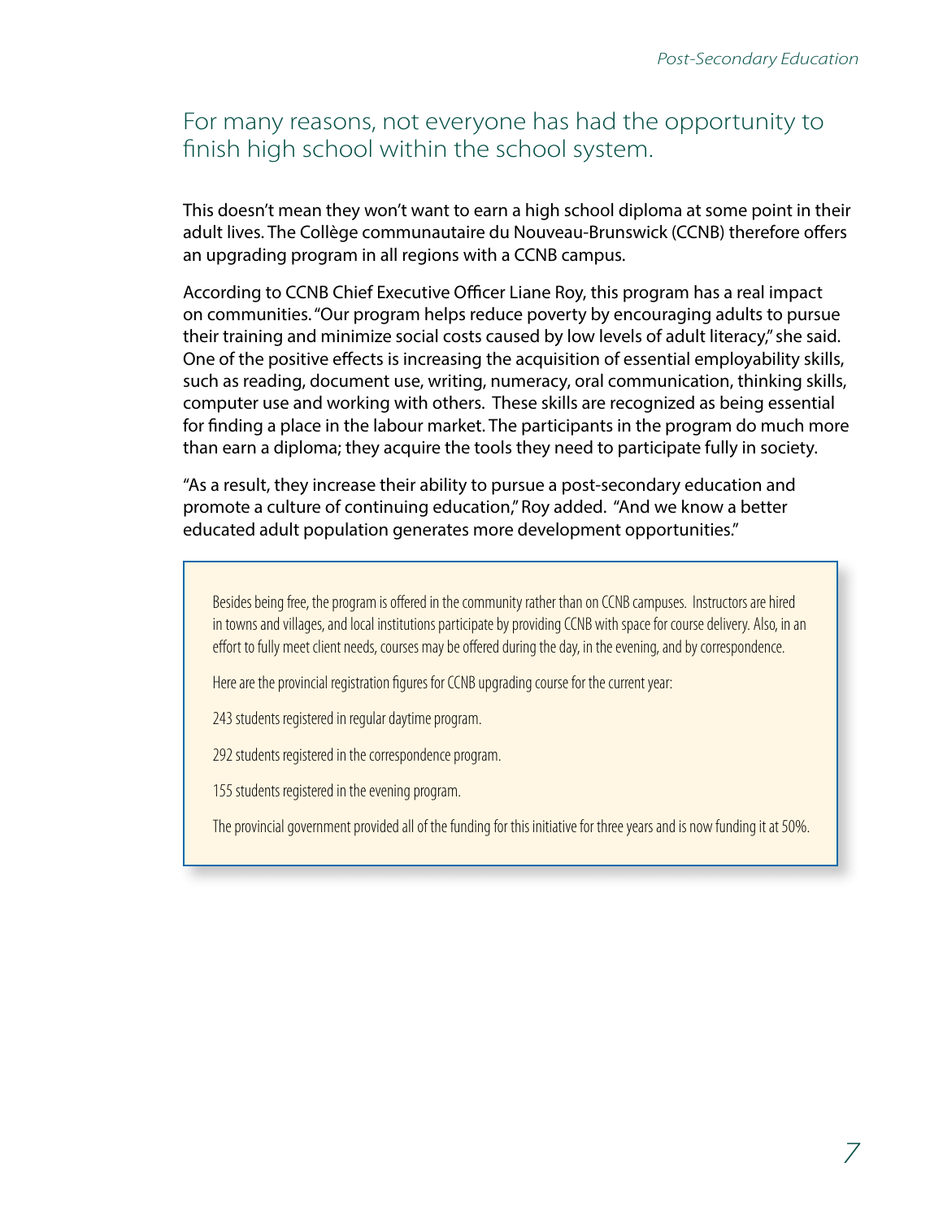## For many reasons, not everyone has had the opportunity to finish high school within the school system.

This doesn't mean they won't want to earn a high school diploma at some point in their adult lives. The Collège communautaire du Nouveau-Brunswick (CCNB) therefore offers an upgrading program in all regions with a CCNB campus.

According to CCNB Chief Executive Officer Liane Roy, this program has a real impact on communities. "Our program helps reduce poverty by encouraging adults to pursue their training and minimize social costs caused by low levels of adult literacy," she said. One of the positive effects is increasing the acquisition of essential employability skills, such as reading, document use, writing, numeracy, oral communication, thinking skills, computer use and working with others. These skills are recognized as being essential for finding a place in the labour market. The participants in the program do much more than earn a diploma; they acquire the tools they need to participate fully in society.

"As a result, they increase their ability to pursue a post-secondary education and promote a culture of continuing education," Roy added. "And we know a better educated adult population generates more development opportunities."

> Besides being free, the program is offered in the community rather than on CCNB campuses. Instructors are hired in towns and villages, and local institutions participate by providing CCNB with space for course delivery. Also, in an effort to fully meet client needs, courses may be offered during the day, in the evening, and by correspondence.
>
> Here are the provincial registration figures for CCNB upgrading course for the current year:
>
> 243 students registered in regular daytime program.
>
> 292 students registered in the correspondence program.
>
> 155 students registered in the evening program.
>
> The provincial government provided all of the funding for this initiative for three years and is now funding it at 50%.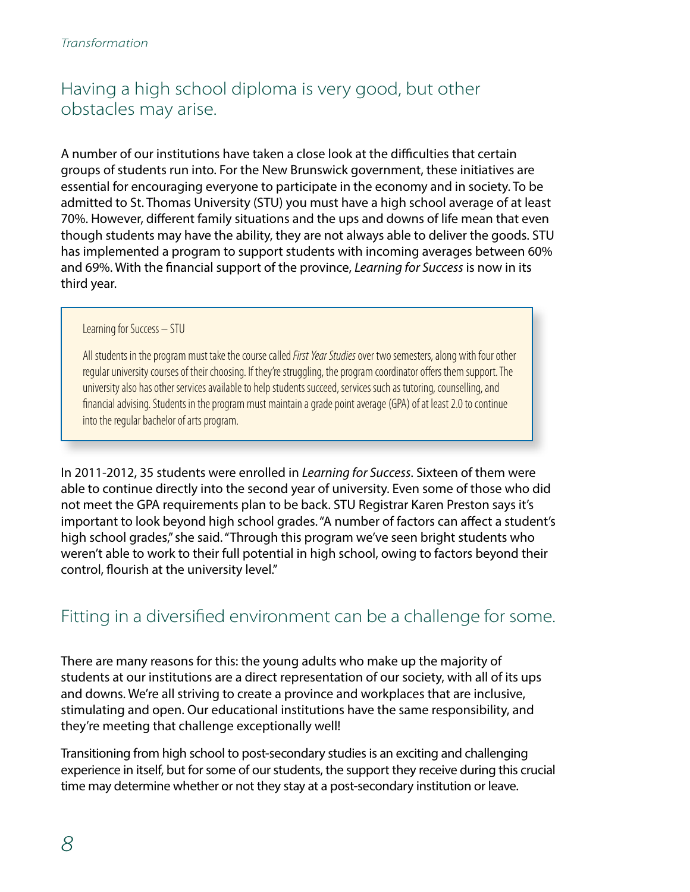## Having a high school diploma is very good, but other obstacles may arise.

A number of our institutions have taken a close look at the difficulties that certain groups of students run into. For the New Brunswick government, these initiatives are essential for encouraging everyone to participate in the economy and in society. To be admitted to St. Thomas University (STU) you must have a high school average of at least 70%. However, different family situations and the ups and downs of life mean that even though students may have the ability, they are not always able to deliver the goods. STU has implemented a program to support students with incoming averages between 60% and 69%. With the financial support of the province, *Learning for Success* is now in its third year.

> Learning for Success – STU
>
> All students in the program must take the course called *First Year Studies* over two semesters, along with four other regular university courses of their choosing. If they're struggling, the program coordinator offers them support. The university also has other services available to help students succeed, services such as tutoring, counselling, and financial advising. Students in the program must maintain a grade point average (GPA) of at least 2.0 to continue into the regular bachelor of arts program.

In 2011-2012, 35 students were enrolled in *Learning for Success*. Sixteen of them were able to continue directly into the second year of university. Even some of those who did not meet the GPA requirements plan to be back. STU Registrar Karen Preston says it's important to look beyond high school grades. "A number of factors can affect a student's high school grades," she said. "Through this program we've seen bright students who weren't able to work to their full potential in high school, owing to factors beyond their control, flourish at the university level."

## Fitting in a diversified environment can be a challenge for some.

There are many reasons for this: the young adults who make up the majority of students at our institutions are a direct representation of our society, with all of its ups and downs. We're all striving to create a province and workplaces that are inclusive, stimulating and open. Our educational institutions have the same responsibility, and they're meeting that challenge exceptionally well!

Transitioning from high school to post-secondary studies is an exciting and challenging experience in itself, but for some of our students, the support they receive during this crucial time may determine whether or not they stay at a post-secondary institution or leave.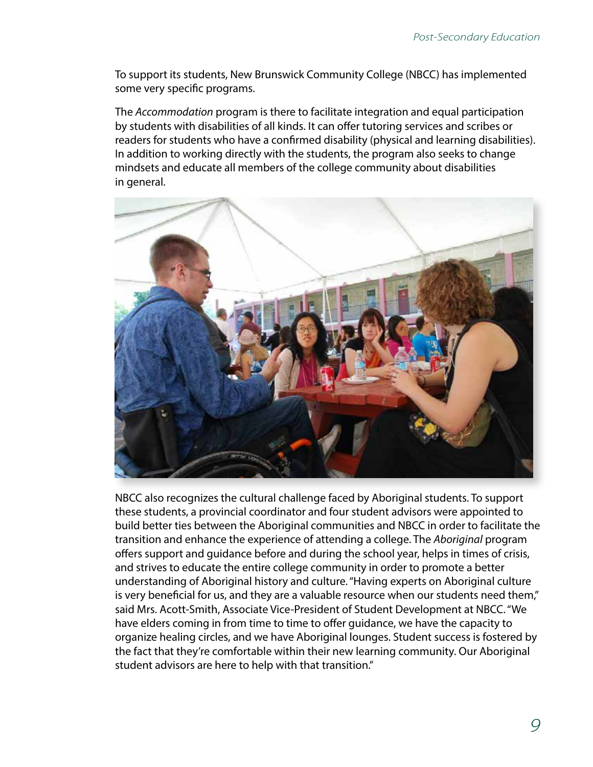To support its students, New Brunswick Community College (NBCC) has implemented some very specific programs.

The *Accommodation* program is there to facilitate integration and equal participation by students with disabilities of all kinds. It can offer tutoring services and scribes or readers for students who have a confirmed disability (physical and learning disabilities). In addition to working directly with the students, the program also seeks to change mindsets and educate all members of the college community about disabilities in general.

NBCC also recognizes the cultural challenge faced by Aboriginal students. To support these students, a provincial coordinator and four student advisors were appointed to build better ties between the Aboriginal communities and NBCC in order to facilitate the transition and enhance the experience of attending a college. The *Aboriginal* program offers support and guidance before and during the school year, helps in times of crisis, and strives to educate the entire college community in order to promote a better understanding of Aboriginal history and culture. "Having experts on Aboriginal culture is very beneficial for us, and they are a valuable resource when our students need them," said Mrs. Acott-Smith, Associate Vice-President of Student Development at NBCC. "We have elders coming in from time to time to offer guidance, we have the capacity to organize healing circles, and we have Aboriginal lounges. Student success is fostered by the fact that they're comfortable within their new learning community. Our Aboriginal student advisors are here to help with that transition."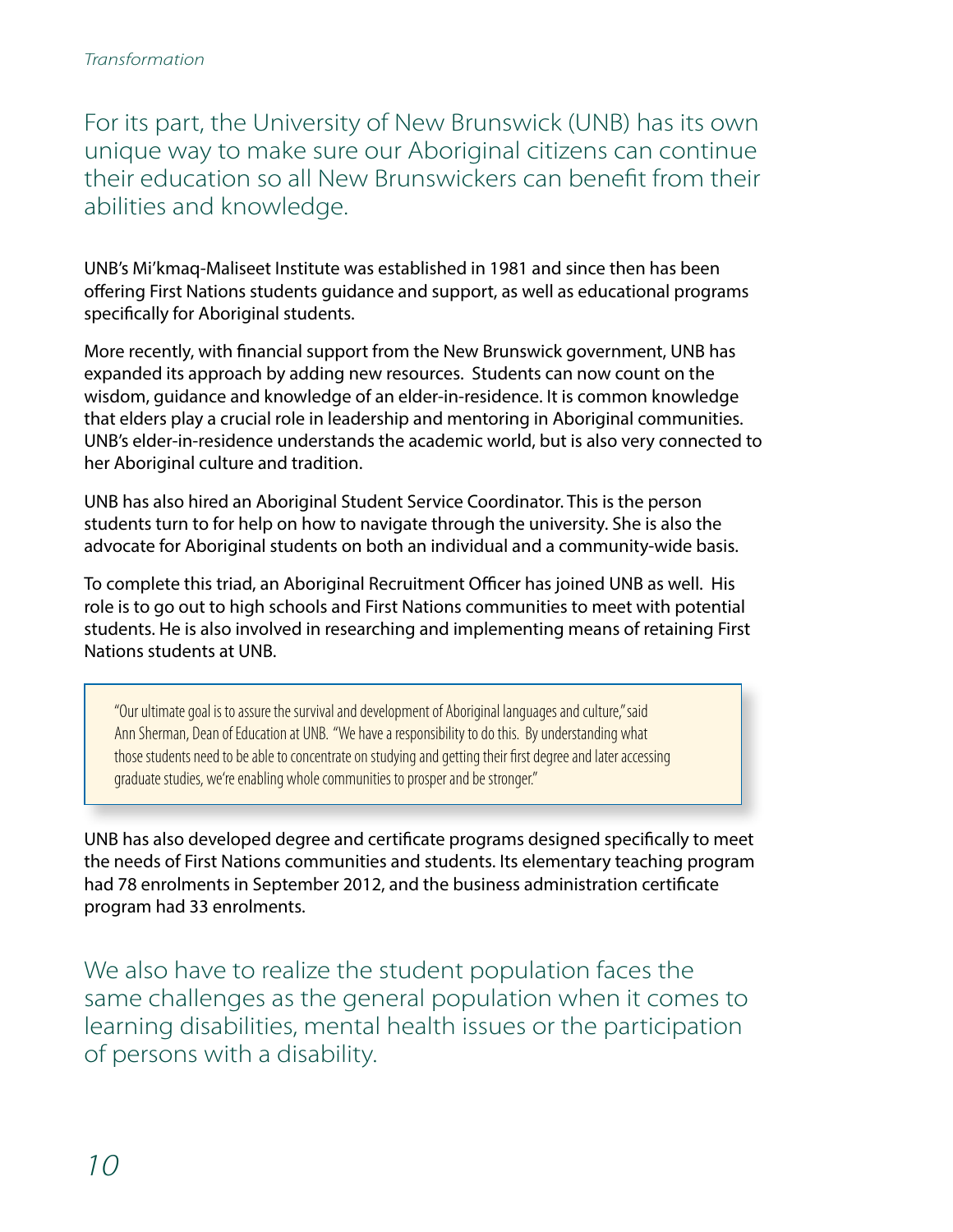For its part, the University of New Brunswick (UNB) has its own unique way to make sure our Aboriginal citizens can continue their education so all New Brunswickers can benefit from their abilities and knowledge.

UNB's Mi'kmaq-Maliseet Institute was established in 1981 and since then has been offering First Nations students guidance and support, as well as educational programs specifically for Aboriginal students.

More recently, with financial support from the New Brunswick government, UNB has expanded its approach by adding new resources. Students can now count on the wisdom, guidance and knowledge of an elder-in-residence. It is common knowledge that elders play a crucial role in leadership and mentoring in Aboriginal communities. UNB's elder-in-residence understands the academic world, but is also very connected to her Aboriginal culture and tradition.

UNB has also hired an Aboriginal Student Service Coordinator. This is the person students turn to for help on how to navigate through the university. She is also the advocate for Aboriginal students on both an individual and a community-wide basis.

To complete this triad, an Aboriginal Recruitment Officer has joined UNB as well. His role is to go out to high schools and First Nations communities to meet with potential students. He is also involved in researching and implementing means of retaining First Nations students at UNB.

> "Our ultimate goal is to assure the survival and development of Aboriginal languages and culture," said Ann Sherman, Dean of Education at UNB. "We have a responsibility to do this. By understanding what those students need to be able to concentrate on studying and getting their first degree and later accessing graduate studies, we're enabling whole communities to prosper and be stronger."

UNB has also developed degree and certificate programs designed specifically to meet the needs of First Nations communities and students. Its elementary teaching program had 78 enrolments in September 2012, and the business administration certificate program had 33 enrolments.

We also have to realize the student population faces the same challenges as the general population when it comes to learning disabilities, mental health issues or the participation of persons with a disability.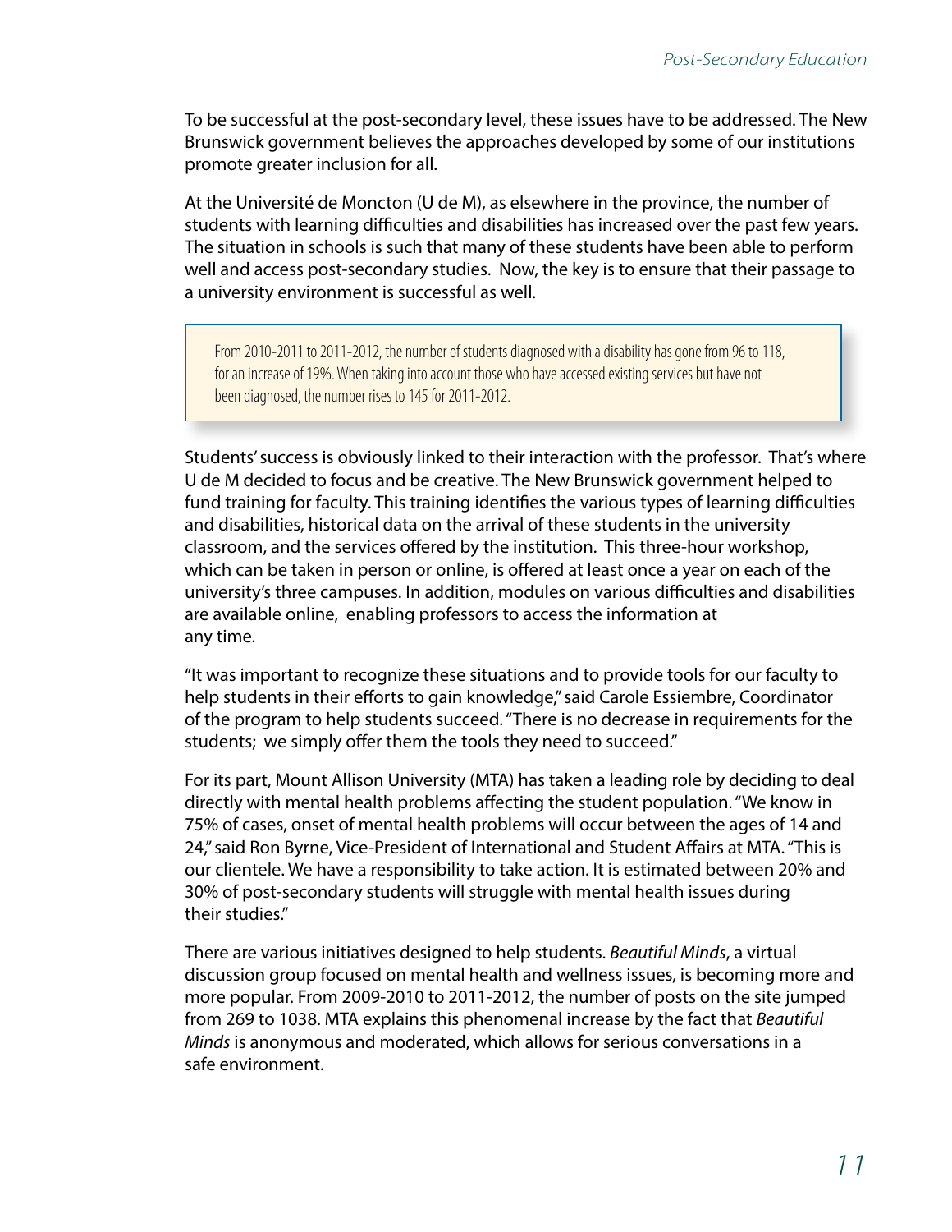To be successful at the post-secondary level, these issues have to be addressed. The New Brunswick government believes the approaches developed by some of our institutions promote greater inclusion for all.

At the Université de Moncton (U de M), as elsewhere in the province, the number of students with learning difficulties and disabilities has increased over the past few years. The situation in schools is such that many of these students have been able to perform well and access post-secondary studies. Now, the key is to ensure that their passage to a university environment is successful as well.

> From 2010-2011 to 2011-2012, the number of students diagnosed with a disability has gone from 96 to 118, for an increase of 19%. When taking into account those who have accessed existing services but have not been diagnosed, the number rises to 145 for 2011-2012.

Students' success is obviously linked to their interaction with the professor. That's where U de M decided to focus and be creative. The New Brunswick government helped to fund training for faculty. This training identifies the various types of learning difficulties and disabilities, historical data on the arrival of these students in the university classroom, and the services offered by the institution. This three-hour workshop, which can be taken in person or online, is offered at least once a year on each of the university's three campuses. In addition, modules on various difficulties and disabilities are available online, enabling professors to access the information at any time.

"It was important to recognize these situations and to provide tools for our faculty to help students in their efforts to gain knowledge," said Carole Essiembre, Coordinator of the program to help students succeed. "There is no decrease in requirements for the students; we simply offer them the tools they need to succeed."

For its part, Mount Allison University (MTA) has taken a leading role by deciding to deal directly with mental health problems affecting the student population. "We know in 75% of cases, onset of mental health problems will occur between the ages of 14 and 24," said Ron Byrne, Vice-President of International and Student Affairs at MTA. "This is our clientele. We have a responsibility to take action. It is estimated between 20% and 30% of post-secondary students will struggle with mental health issues during their studies."

There are various initiatives designed to help students. *Beautiful Minds*, a virtual discussion group focused on mental health and wellness issues, is becoming more and more popular. From 2009-2010 to 2011-2012, the number of posts on the site jumped from 269 to 1038. MTA explains this phenomenal increase by the fact that *Beautiful Minds* is anonymous and moderated, which allows for serious conversations in a safe environment.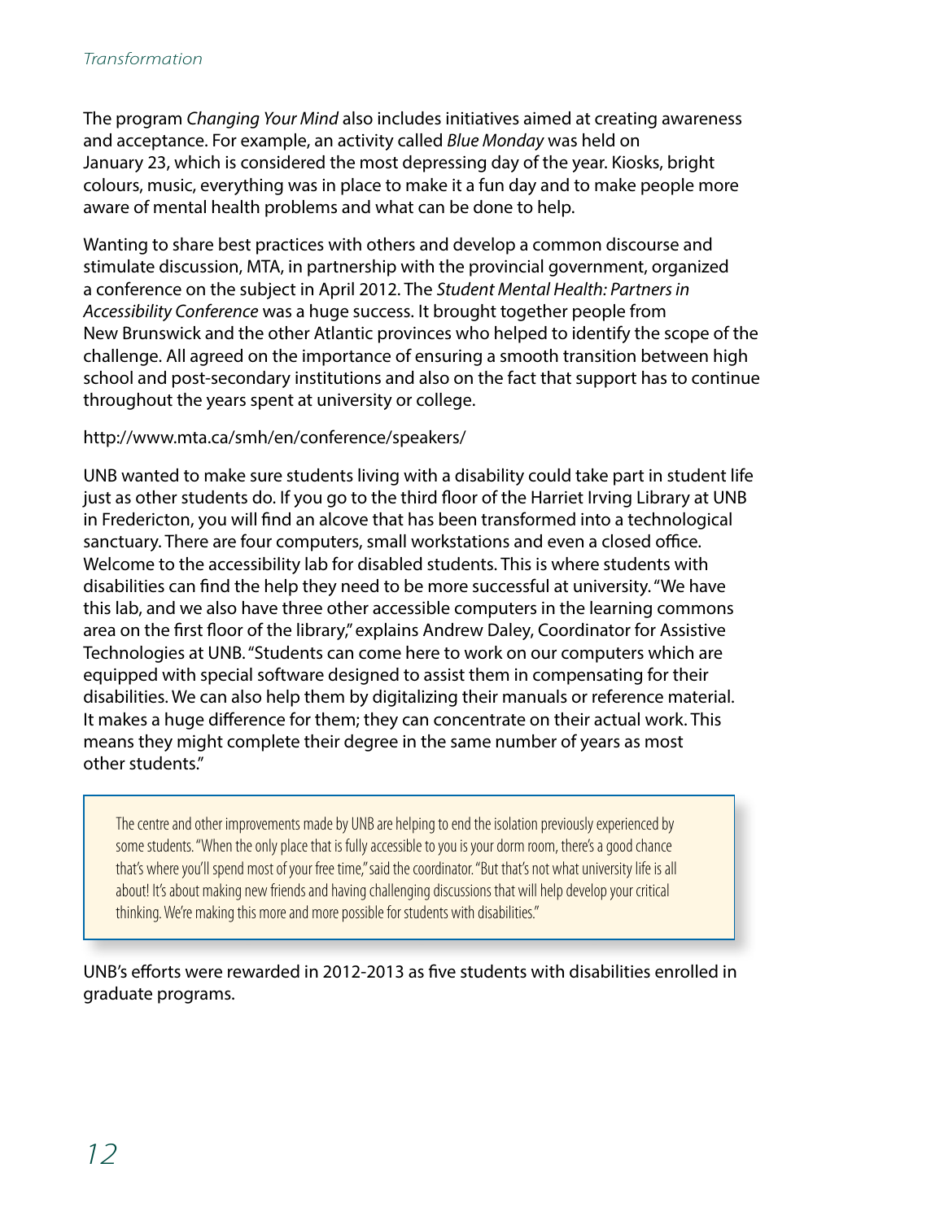The program *Changing Your Mind* also includes initiatives aimed at creating awareness and acceptance. For example, an activity called *Blue Monday* was held on January 23, which is considered the most depressing day of the year. Kiosks, bright colours, music, everything was in place to make it a fun day and to make people more aware of mental health problems and what can be done to help.

Wanting to share best practices with others and develop a common discourse and stimulate discussion, MTA, in partnership with the provincial government, organized a conference on the subject in April 2012. The *Student Mental Health: Partners in Accessibility Conference* was a huge success. It brought together people from New Brunswick and the other Atlantic provinces who helped to identify the scope of the challenge. All agreed on the importance of ensuring a smooth transition between high school and post-secondary institutions and also on the fact that support has to continue throughout the years spent at university or college.

http://www.mta.ca/smh/en/conference/speakers/

UNB wanted to make sure students living with a disability could take part in student life just as other students do. If you go to the third floor of the Harriet Irving Library at UNB in Fredericton, you will find an alcove that has been transformed into a technological sanctuary. There are four computers, small workstations and even a closed office. Welcome to the accessibility lab for disabled students. This is where students with disabilities can find the help they need to be more successful at university. "We have this lab, and we also have three other accessible computers in the learning commons area on the first floor of the library," explains Andrew Daley, Coordinator for Assistive Technologies at UNB. "Students can come here to work on our computers which are equipped with special software designed to assist them in compensating for their disabilities. We can also help them by digitalizing their manuals or reference material. It makes a huge difference for them; they can concentrate on their actual work. This means they might complete their degree in the same number of years as most other students."

> The centre and other improvements made by UNB are helping to end the isolation previously experienced by some students. "When the only place that is fully accessible to you is your dorm room, there's a good chance that's where you'll spend most of your free time," said the coordinator. "But that's not what university life is all about! It's about making new friends and having challenging discussions that will help develop your critical thinking. We're making this more and more possible for students with disabilities."

UNB's efforts were rewarded in 2012-2013 as five students with disabilities enrolled in graduate programs.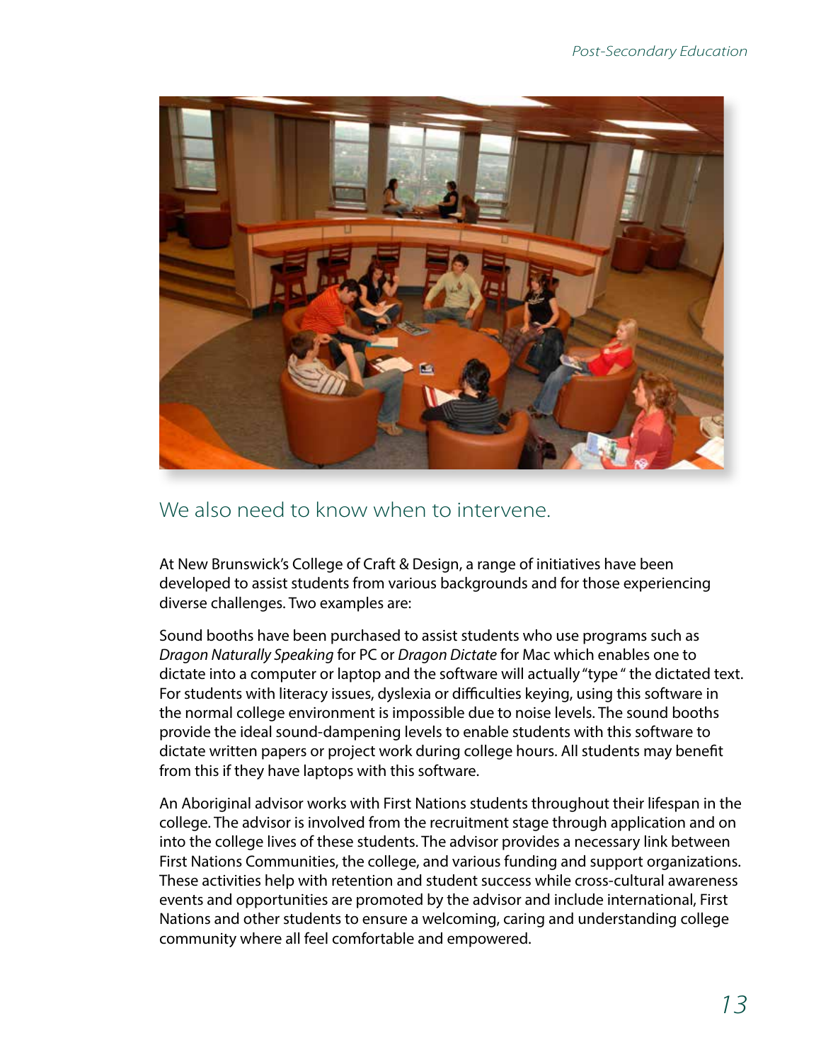## We also need to know when to intervene.

At New Brunswick's College of Craft & Design, a range of initiatives have been developed to assist students from various backgrounds and for those experiencing diverse challenges. Two examples are:

Sound booths have been purchased to assist students who use programs such as *Dragon Naturally Speaking* for PC or *Dragon Dictate* for Mac which enables one to dictate into a computer or laptop and the software will actually "type " the dictated text. For students with literacy issues, dyslexia or difficulties keying, using this software in the normal college environment is impossible due to noise levels. The sound booths provide the ideal sound-dampening levels to enable students with this software to dictate written papers or project work during college hours. All students may benefit from this if they have laptops with this software.

An Aboriginal advisor works with First Nations students throughout their lifespan in the college. The advisor is involved from the recruitment stage through application and on into the college lives of these students. The advisor provides a necessary link between First Nations Communities, the college, and various funding and support organizations. These activities help with retention and student success while cross-cultural awareness events and opportunities are promoted by the advisor and include international, First Nations and other students to ensure a welcoming, caring and understanding college community where all feel comfortable and empowered.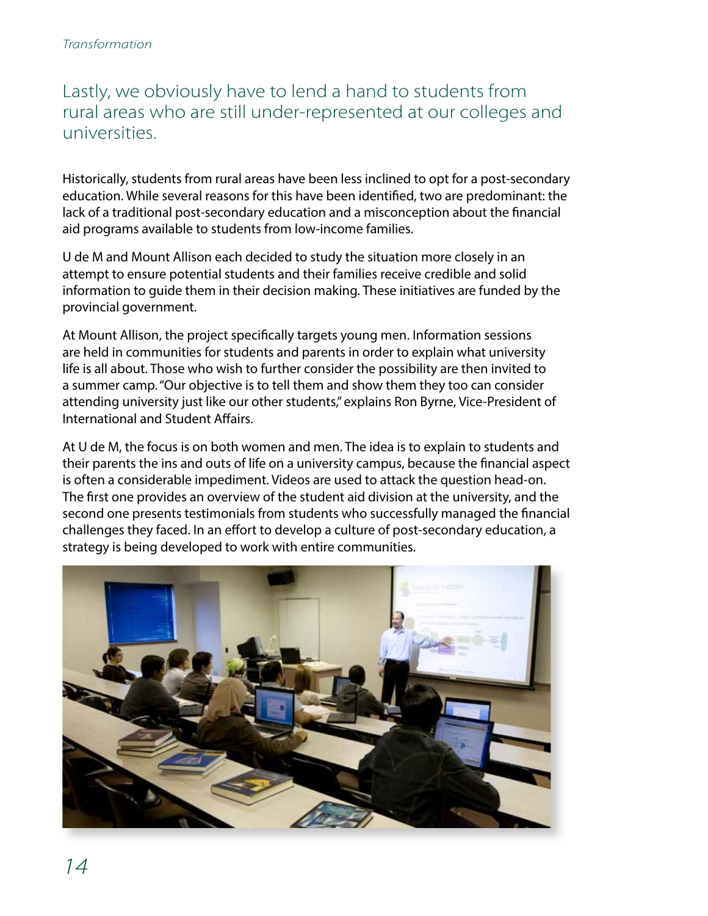## Lastly, we obviously have to lend a hand to students from rural areas who are still under-represented at our colleges and universities.

Historically, students from rural areas have been less inclined to opt for a post-secondary education. While several reasons for this have been identified, two are predominant: the lack of a traditional post-secondary education and a misconception about the financial aid programs available to students from low-income families.

U de M and Mount Allison each decided to study the situation more closely in an attempt to ensure potential students and their families receive credible and solid information to guide them in their decision making. These initiatives are funded by the provincial government.

At Mount Allison, the project specifically targets young men. Information sessions are held in communities for students and parents in order to explain what university life is all about. Those who wish to further consider the possibility are then invited to a summer camp. "Our objective is to tell them and show them they too can consider attending university just like our other students," explains Ron Byrne, Vice-President of International and Student Affairs.

At U de M, the focus is on both women and men. The idea is to explain to students and their parents the ins and outs of life on a university campus, because the financial aspect is often a considerable impediment. Videos are used to attack the question head-on. The first one provides an overview of the student aid division at the university, and the second one presents testimonials from students who successfully managed the financial challenges they faced. In an effort to develop a culture of post-secondary education, a strategy is being developed to work with entire communities.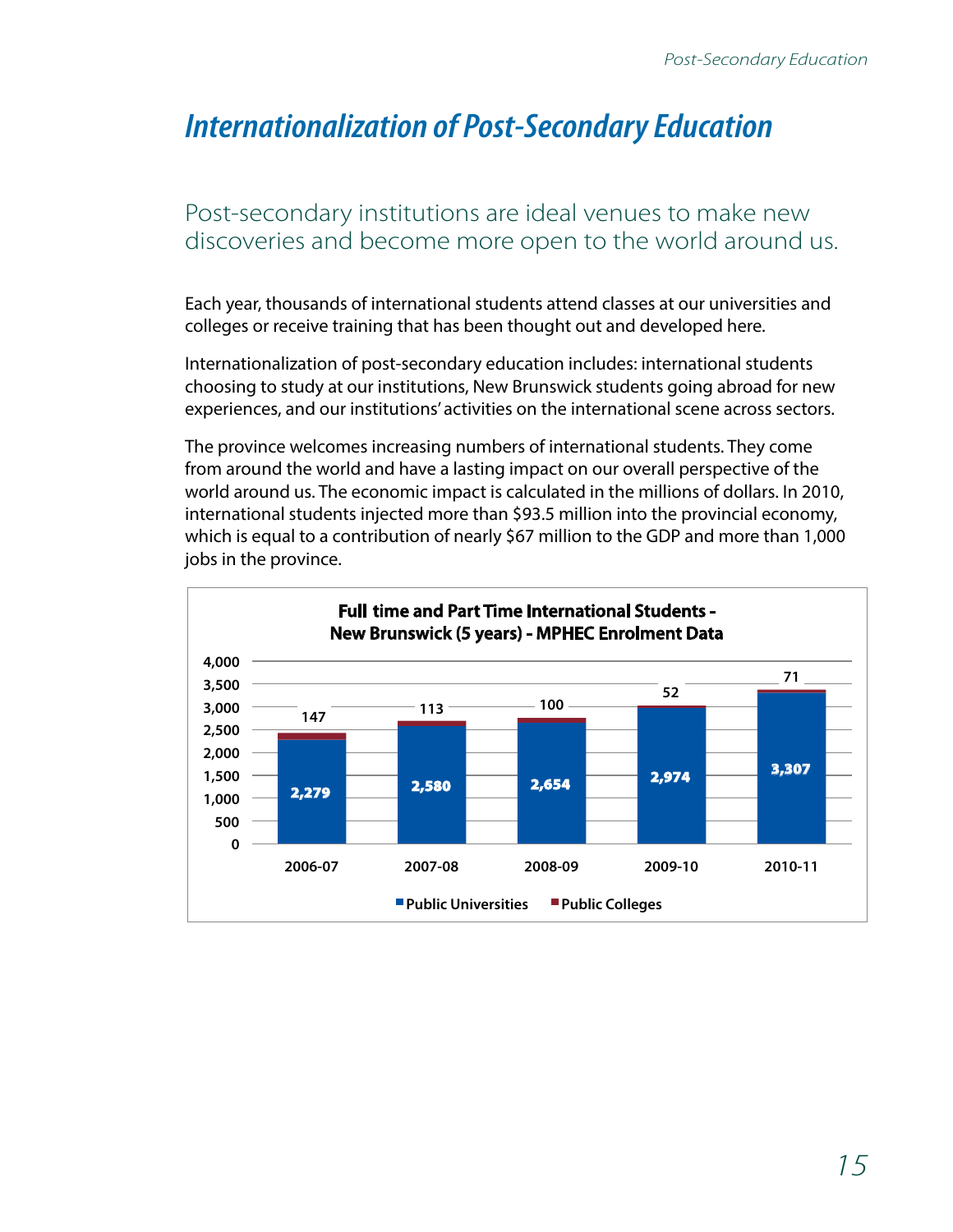# Internationalization of Post-Secondary Education

## Post-secondary institutions are ideal venues to make new discoveries and become more open to the world around us.

Each year, thousands of international students attend classes at our universities and colleges or receive training that has been thought out and developed here.

Internationalization of post-secondary education includes: international students choosing to study at our institutions, New Brunswick students going abroad for new experiences, and our institutions' activities on the international scene across sectors.

The province welcomes increasing numbers of international students. They come from around the world and have a lasting impact on our overall perspective of the world around us. The economic impact is calculated in the millions of dollars. In 2010, international students injected more than $93.5 million into the provincial economy, which is equal to a contribution of nearly $67 million to the GDP and more than 1,000 jobs in the province.

**Full time and Part Time International Students - New Brunswick (5 years) - MPHEC Enrolment Data**

4,000
3,500
3,000
2,500
2,000
1,500
1,000
500
0

2006-07: 2,279; 147
2007-08: 2,580; 113
2008-09: 2,654; 100
2009-10: 2,974; 52
2010-11: 3,307; 71

Public Universities
Public Colleges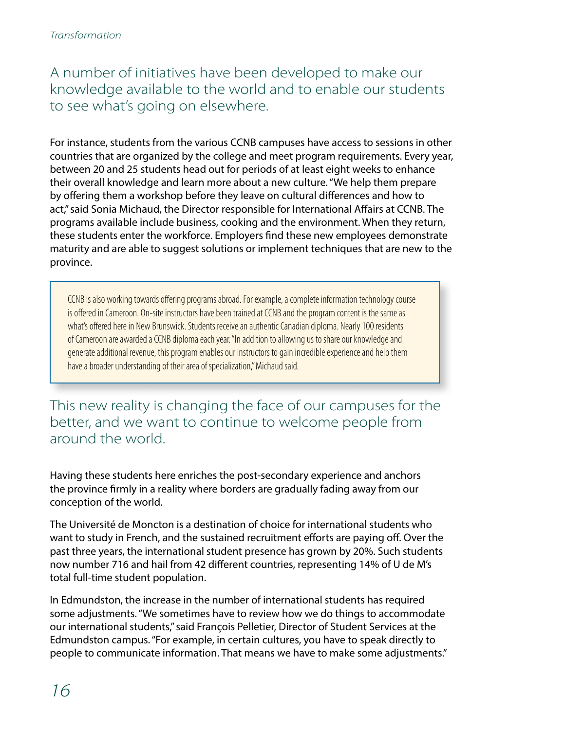## A number of initiatives have been developed to make our knowledge available to the world and to enable our students to see what's going on elsewhere.

For instance, students from the various CCNB campuses have access to sessions in other countries that are organized by the college and meet program requirements. Every year, between 20 and 25 students head out for periods of at least eight weeks to enhance their overall knowledge and learn more about a new culture. "We help them prepare by offering them a workshop before they leave on cultural differences and how to act," said Sonia Michaud, the Director responsible for International Affairs at CCNB. The programs available include business, cooking and the environment. When they return, these students enter the workforce. Employers find these new employees demonstrate maturity and are able to suggest solutions or implement techniques that are new to the province.

> CCNB is also working towards offering programs abroad. For example, a complete information technology course is offered in Cameroon. On-site instructors have been trained at CCNB and the program content is the same as what's offered here in New Brunswick. Students receive an authentic Canadian diploma. Nearly 100 residents of Cameroon are awarded a CCNB diploma each year. "In addition to allowing us to share our knowledge and generate additional revenue, this program enables our instructors to gain incredible experience and help them have a broader understanding of their area of specialization," Michaud said.

## This new reality is changing the face of our campuses for the better, and we want to continue to welcome people from around the world.

Having these students here enriches the post-secondary experience and anchors the province firmly in a reality where borders are gradually fading away from our conception of the world.

The Université de Moncton is a destination of choice for international students who want to study in French, and the sustained recruitment efforts are paying off. Over the past three years, the international student presence has grown by 20%. Such students now number 716 and hail from 42 different countries, representing 14% of U de M's total full-time student population.

In Edmundston, the increase in the number of international students has required some adjustments. "We sometimes have to review how we do things to accommodate our international students," said François Pelletier, Director of Student Services at the Edmundston campus. "For example, in certain cultures, you have to speak directly to people to communicate information. That means we have to make some adjustments."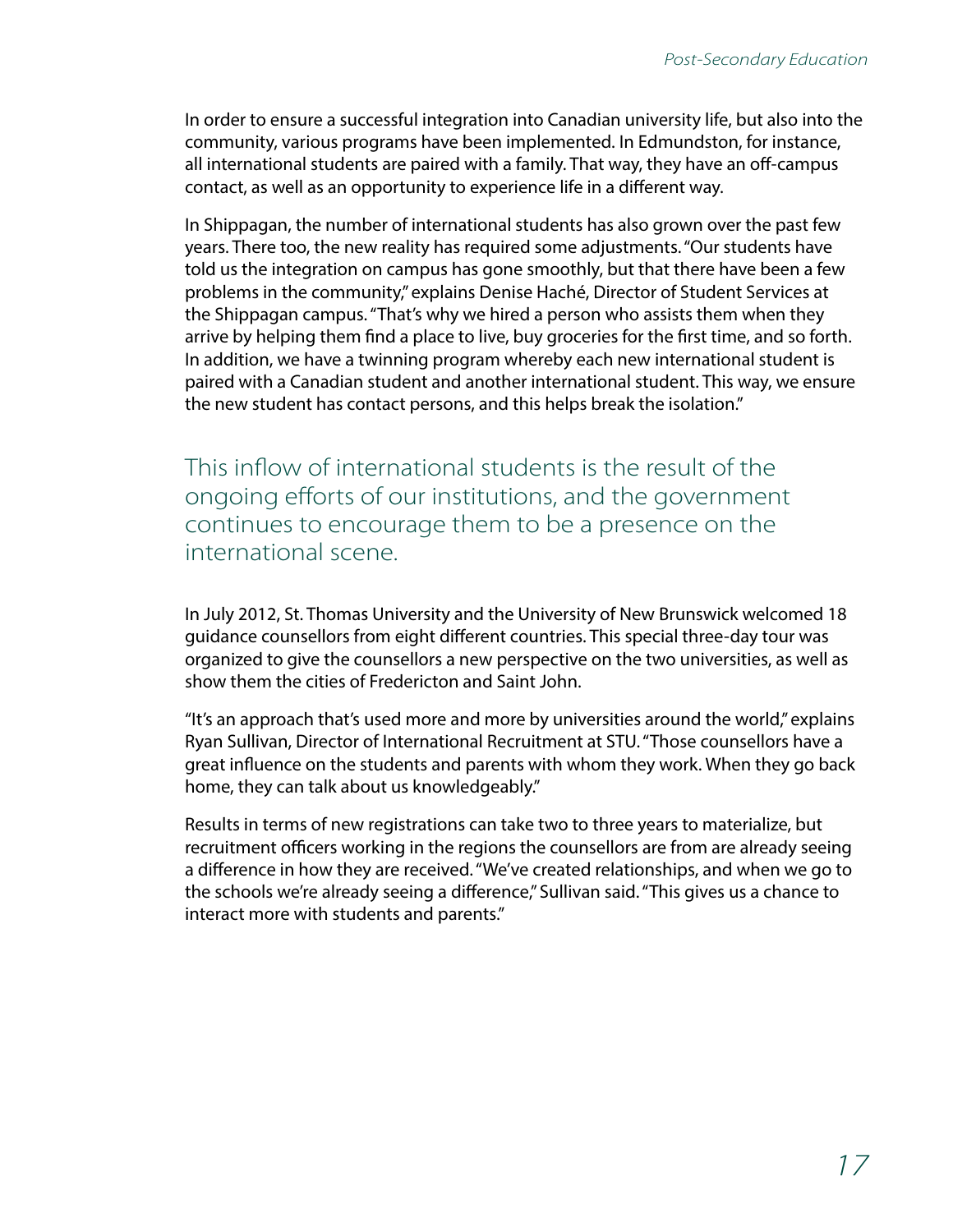In order to ensure a successful integration into Canadian university life, but also into the community, various programs have been implemented. In Edmundston, for instance, all international students are paired with a family. That way, they have an off-campus contact, as well as an opportunity to experience life in a different way.

In Shippagan, the number of international students has also grown over the past few years. There too, the new reality has required some adjustments. "Our students have told us the integration on campus has gone smoothly, but that there have been a few problems in the community," explains Denise Haché, Director of Student Services at the Shippagan campus. "That's why we hired a person who assists them when they arrive by helping them find a place to live, buy groceries for the first time, and so forth. In addition, we have a twinning program whereby each new international student is paired with a Canadian student and another international student. This way, we ensure the new student has contact persons, and this helps break the isolation."

> This inflow of international students is the result of the ongoing efforts of our institutions, and the government continues to encourage them to be a presence on the international scene.

In July 2012, St. Thomas University and the University of New Brunswick welcomed 18 guidance counsellors from eight different countries. This special three-day tour was organized to give the counsellors a new perspective on the two universities, as well as show them the cities of Fredericton and Saint John.

"It's an approach that's used more and more by universities around the world," explains Ryan Sullivan, Director of International Recruitment at STU. "Those counsellors have a great influence on the students and parents with whom they work. When they go back home, they can talk about us knowledgeably."

Results in terms of new registrations can take two to three years to materialize, but recruitment officers working in the regions the counsellors are from are already seeing a difference in how they are received. "We've created relationships, and when we go to the schools we're already seeing a difference," Sullivan said. "This gives us a chance to interact more with students and parents."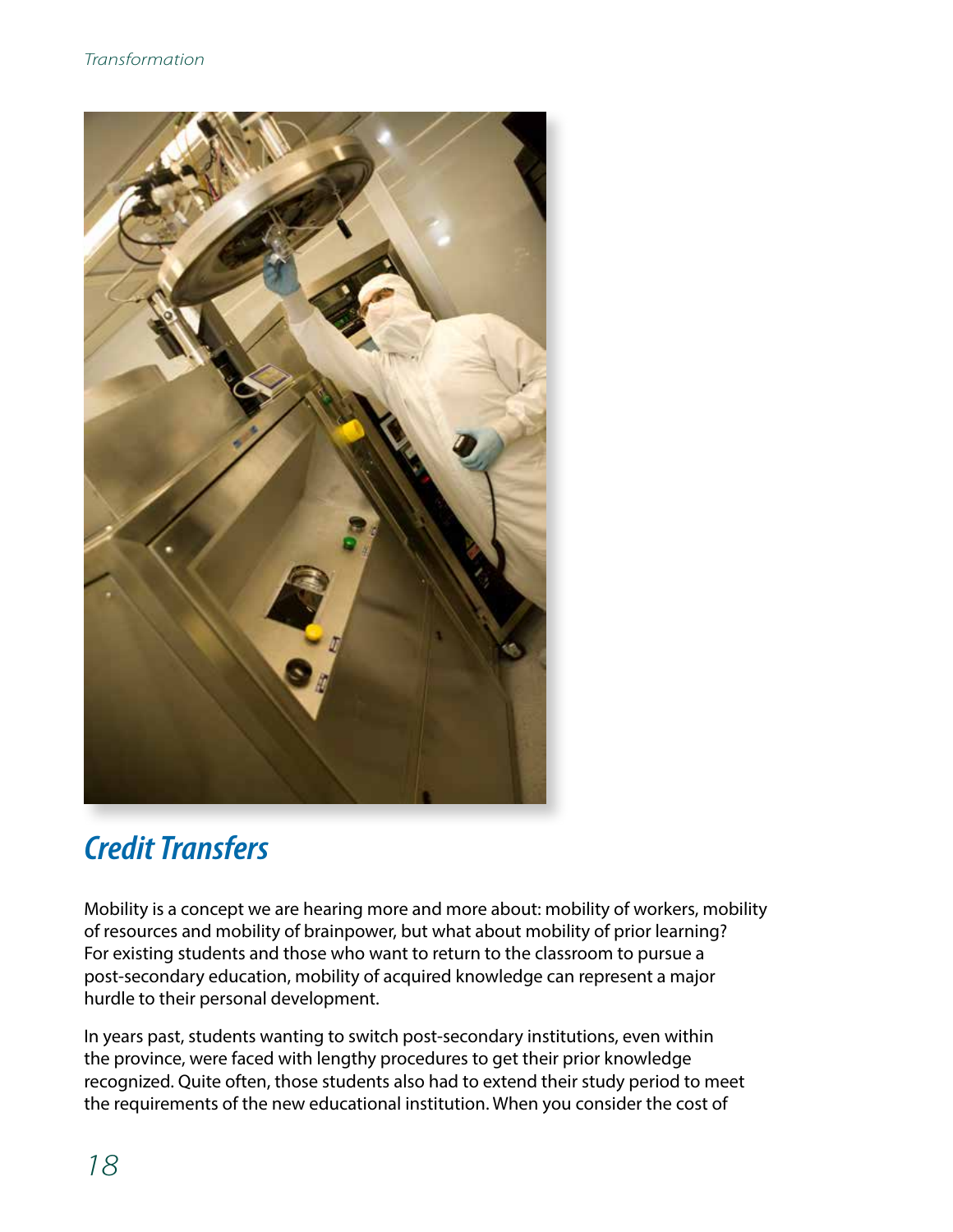## *Credit Transfers*

Mobility is a concept we are hearing more and more about: mobility of workers, mobility of resources and mobility of brainpower, but what about mobility of prior learning? For existing students and those who want to return to the classroom to pursue a post-secondary education, mobility of acquired knowledge can represent a major hurdle to their personal development.

In years past, students wanting to switch post-secondary institutions, even within the province, were faced with lengthy procedures to get their prior knowledge recognized. Quite often, those students also had to extend their study period to meet the requirements of the new educational institution. When you consider the cost of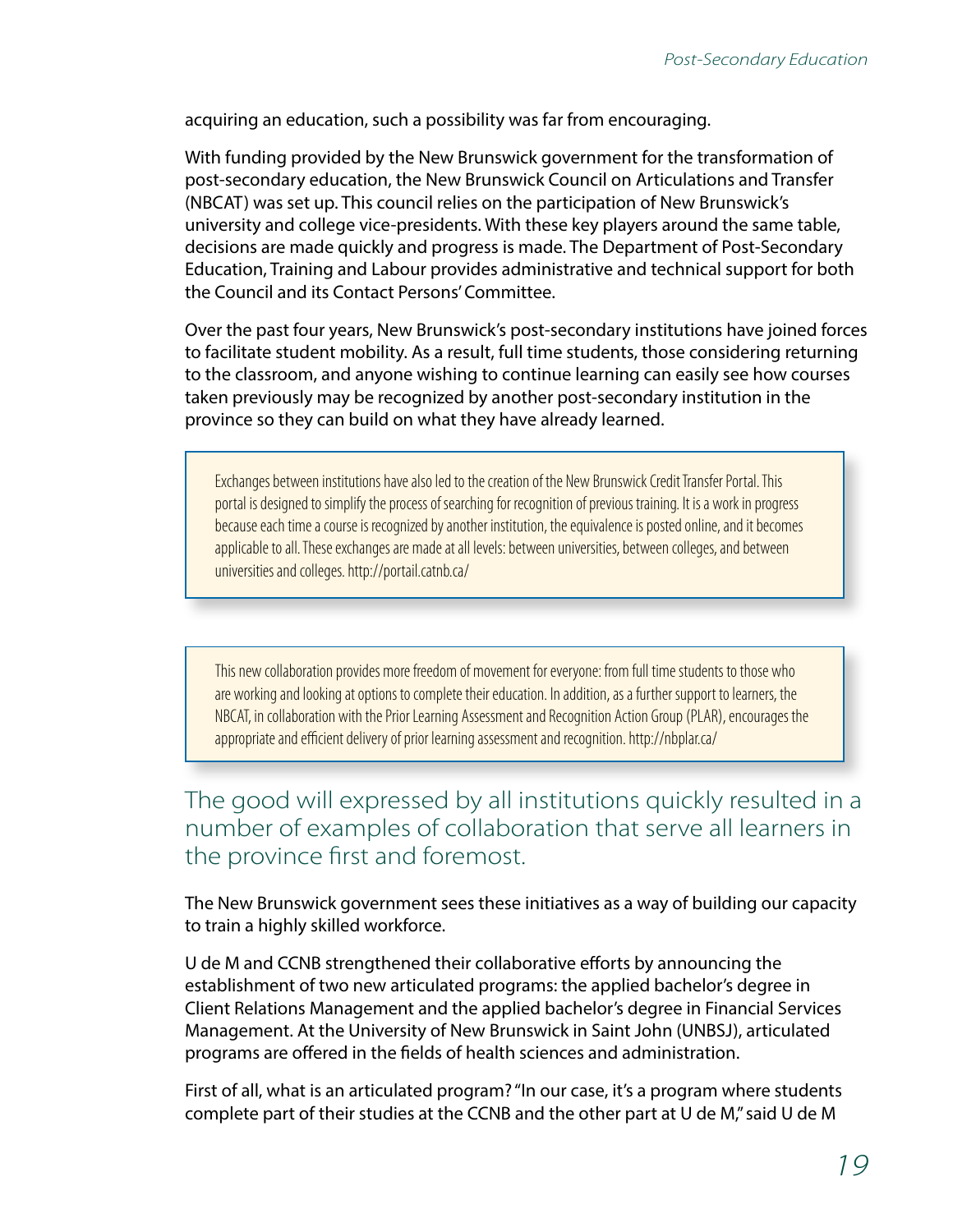acquiring an education, such a possibility was far from encouraging.

With funding provided by the New Brunswick government for the transformation of post-secondary education, the New Brunswick Council on Articulations and Transfer (NBCAT) was set up. This council relies on the participation of New Brunswick's university and college vice-presidents. With these key players around the same table, decisions are made quickly and progress is made. The Department of Post-Secondary Education, Training and Labour provides administrative and technical support for both the Council and its Contact Persons' Committee.

Over the past four years, New Brunswick's post-secondary institutions have joined forces to facilitate student mobility. As a result, full time students, those considering returning to the classroom, and anyone wishing to continue learning can easily see how courses taken previously may be recognized by another post-secondary institution in the province so they can build on what they have already learned.

> Exchanges between institutions have also led to the creation of the New Brunswick Credit Transfer Portal. This portal is designed to simplify the process of searching for recognition of previous training. It is a work in progress because each time a course is recognized by another institution, the equivalence is posted online, and it becomes applicable to all. These exchanges are made at all levels: between universities, between colleges, and between universities and colleges. http://portail.catnb.ca/

> This new collaboration provides more freedom of movement for everyone: from full time students to those who are working and looking at options to complete their education. In addition, as a further support to learners, the NBCAT, in collaboration with the Prior Learning Assessment and Recognition Action Group (PLAR), encourages the appropriate and efficient delivery of prior learning assessment and recognition. http://nbplar.ca/

## The good will expressed by all institutions quickly resulted in a number of examples of collaboration that serve all learners in the province first and foremost.

The New Brunswick government sees these initiatives as a way of building our capacity to train a highly skilled workforce.

U de M and CCNB strengthened their collaborative efforts by announcing the establishment of two new articulated programs: the applied bachelor's degree in Client Relations Management and the applied bachelor's degree in Financial Services Management. At the University of New Brunswick in Saint John (UNBSJ), articulated programs are offered in the fields of health sciences and administration.

First of all, what is an articulated program? "In our case, it's a program where students complete part of their studies at the CCNB and the other part at U de M," said U de M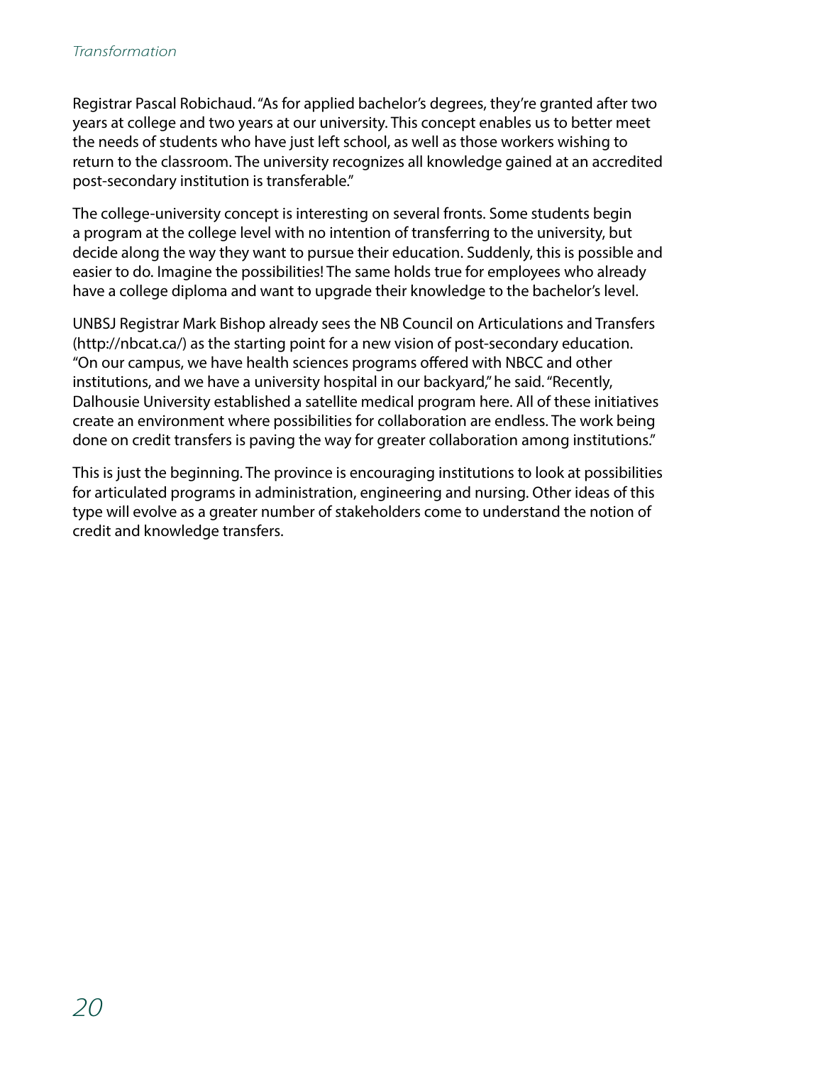Registrar Pascal Robichaud. “As for applied bachelor’s degrees, they’re granted after two years at college and two years at our university. This concept enables us to better meet the needs of students who have just left school, as well as those workers wishing to return to the classroom. The university recognizes all knowledge gained at an accredited post-secondary institution is transferable.”

The college-university concept is interesting on several fronts. Some students begin a program at the college level with no intention of transferring to the university, but decide along the way they want to pursue their education. Suddenly, this is possible and easier to do. Imagine the possibilities! The same holds true for employees who already have a college diploma and want to upgrade their knowledge to the bachelor’s level.

UNBSJ Registrar Mark Bishop already sees the NB Council on Articulations and Transfers (http://nbcat.ca/) as the starting point for a new vision of post-secondary education. “On our campus, we have health sciences programs offered with NBCC and other institutions, and we have a university hospital in our backyard,” he said. “Recently, Dalhousie University established a satellite medical program here. All of these initiatives create an environment where possibilities for collaboration are endless. The work being done on credit transfers is paving the way for greater collaboration among institutions.”

This is just the beginning. The province is encouraging institutions to look at possibilities for articulated programs in administration, engineering and nursing. Other ideas of this type will evolve as a greater number of stakeholders come to understand the notion of credit and knowledge transfers.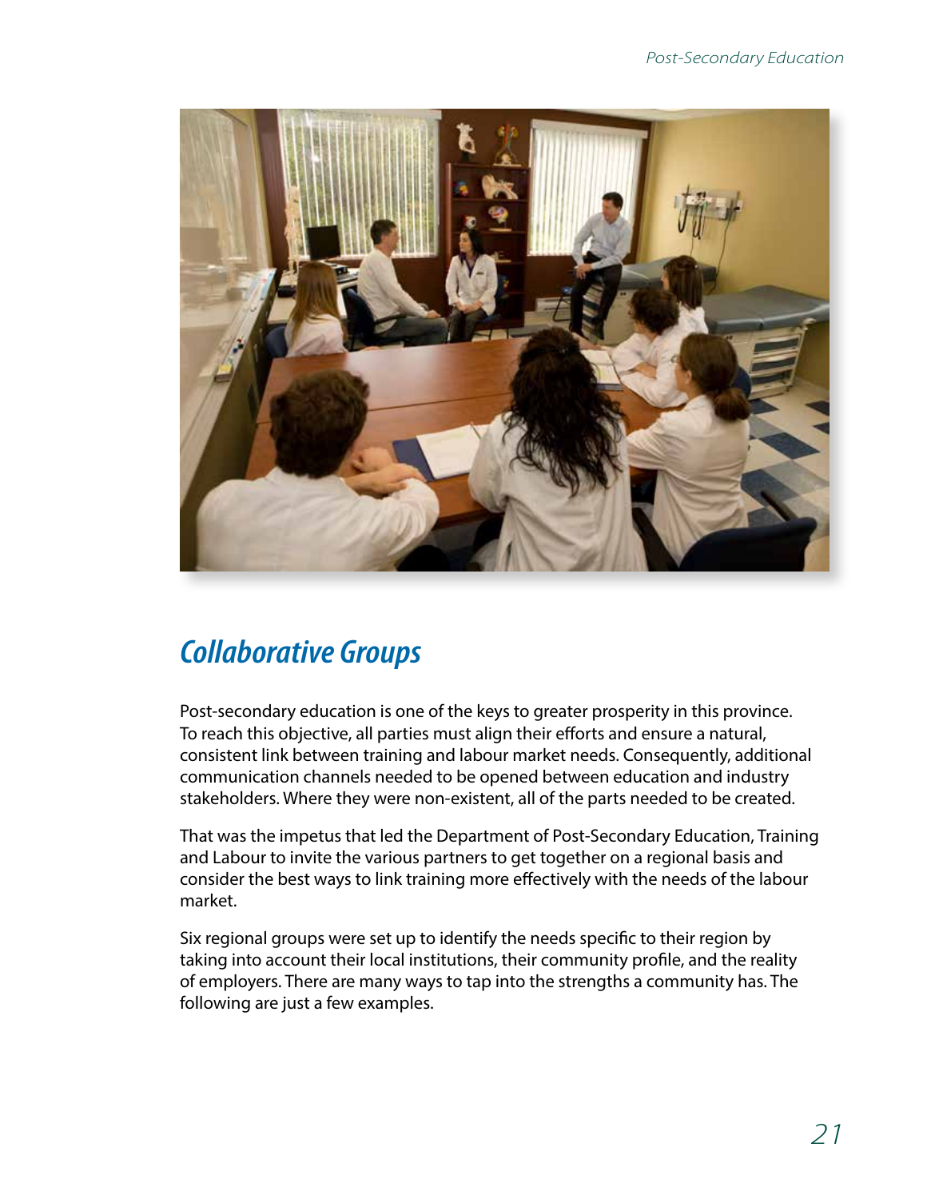## Collaborative Groups

Post-secondary education is one of the keys to greater prosperity in this province. To reach this objective, all parties must align their efforts and ensure a natural, consistent link between training and labour market needs. Consequently, additional communication channels needed to be opened between education and industry stakeholders. Where they were non-existent, all of the parts needed to be created.

That was the impetus that led the Department of Post-Secondary Education, Training and Labour to invite the various partners to get together on a regional basis and consider the best ways to link training more effectively with the needs of the labour market.

Six regional groups were set up to identify the needs specific to their region by taking into account their local institutions, their community profile, and the reality of employers. There are many ways to tap into the strengths a community has. The following are just a few examples.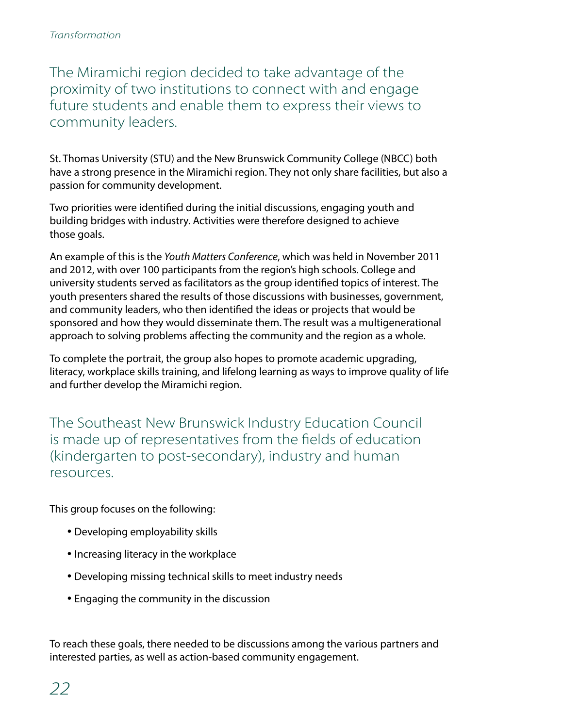## The Miramichi region decided to take advantage of the proximity of two institutions to connect with and engage future students and enable them to express their views to community leaders.

St. Thomas University (STU) and the New Brunswick Community College (NBCC) both have a strong presence in the Miramichi region. They not only share facilities, but also a passion for community development.

Two priorities were identified during the initial discussions, engaging youth and building bridges with industry. Activities were therefore designed to achieve those goals.

An example of this is the *Youth Matters Conference*, which was held in November 2011 and 2012, with over 100 participants from the region's high schools. College and university students served as facilitators as the group identified topics of interest. The youth presenters shared the results of those discussions with businesses, government, and community leaders, who then identified the ideas or projects that would be sponsored and how they would disseminate them. The result was a multigenerational approach to solving problems affecting the community and the region as a whole.

To complete the portrait, the group also hopes to promote academic upgrading, literacy, workplace skills training, and lifelong learning as ways to improve quality of life and further develop the Miramichi region.

## The Southeast New Brunswick Industry Education Council is made up of representatives from the fields of education (kindergarten to post-secondary), industry and human resources.

This group focuses on the following:

- Developing employability skills
- Increasing literacy in the workplace
- Developing missing technical skills to meet industry needs
- Engaging the community in the discussion

To reach these goals, there needed to be discussions among the various partners and interested parties, as well as action-based community engagement.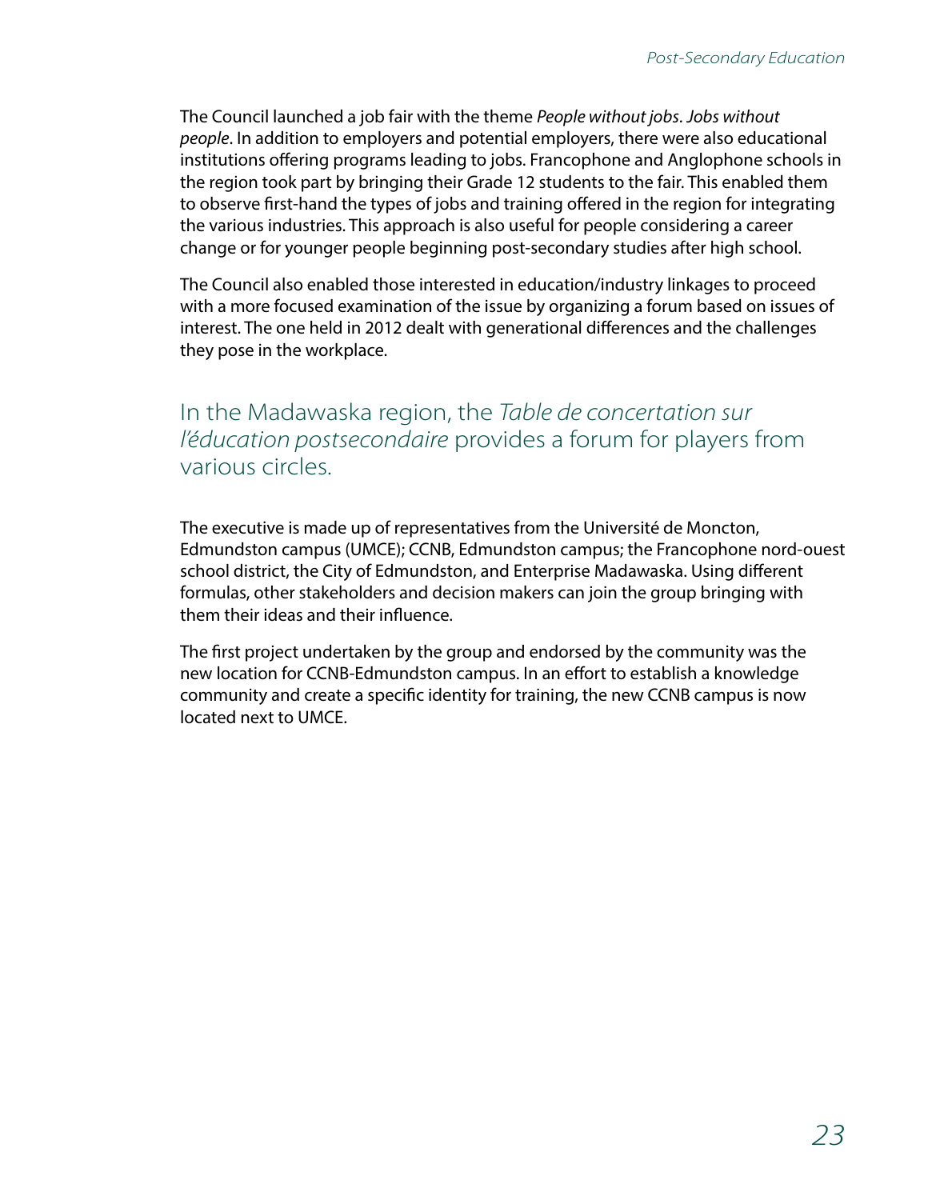The Council launched a job fair with the theme *People without jobs. Jobs without people*. In addition to employers and potential employers, there were also educational institutions offering programs leading to jobs. Francophone and Anglophone schools in the region took part by bringing their Grade 12 students to the fair. This enabled them to observe first-hand the types of jobs and training offered in the region for integrating the various industries. This approach is also useful for people considering a career change or for younger people beginning post-secondary studies after high school.

The Council also enabled those interested in education/industry linkages to proceed with a more focused examination of the issue by organizing a forum based on issues of interest. The one held in 2012 dealt with generational differences and the challenges they pose in the workplace.

## In the Madawaska region, the *Table de concertation sur l'éducation postsecondaire* provides a forum for players from various circles.

The executive is made up of representatives from the Université de Moncton, Edmundston campus (UMCE); CCNB, Edmundston campus; the Francophone nord-ouest school district, the City of Edmundston, and Enterprise Madawaska. Using different formulas, other stakeholders and decision makers can join the group bringing with them their ideas and their influence.

The first project undertaken by the group and endorsed by the community was the new location for CCNB-Edmundston campus. In an effort to establish a knowledge community and create a specific identity for training, the new CCNB campus is now located next to UMCE.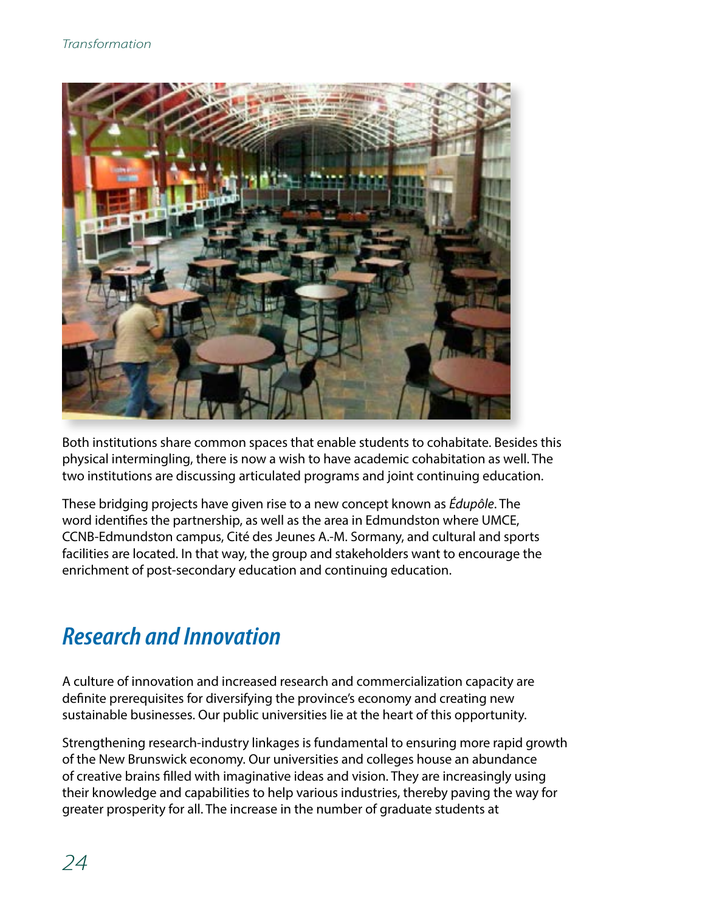Both institutions share common spaces that enable students to cohabitate. Besides this physical intermingling, there is now a wish to have academic cohabitation as well. The two institutions are discussing articulated programs and joint continuing education.

These bridging projects have given rise to a new concept known as *Édupôle*. The word identifies the partnership, as well as the area in Edmundston where UMCE, CCNB-Edmundston campus, Cité des Jeunes A.-M. Sormany, and cultural and sports facilities are located. In that way, the group and stakeholders want to encourage the enrichment of post-secondary education and continuing education.

## *Research and Innovation*

A culture of innovation and increased research and commercialization capacity are definite prerequisites for diversifying the province's economy and creating new sustainable businesses. Our public universities lie at the heart of this opportunity.

Strengthening research-industry linkages is fundamental to ensuring more rapid growth of the New Brunswick economy. Our universities and colleges house an abundance of creative brains filled with imaginative ideas and vision. They are increasingly using their knowledge and capabilities to help various industries, thereby paving the way for greater prosperity for all. The increase in the number of graduate students at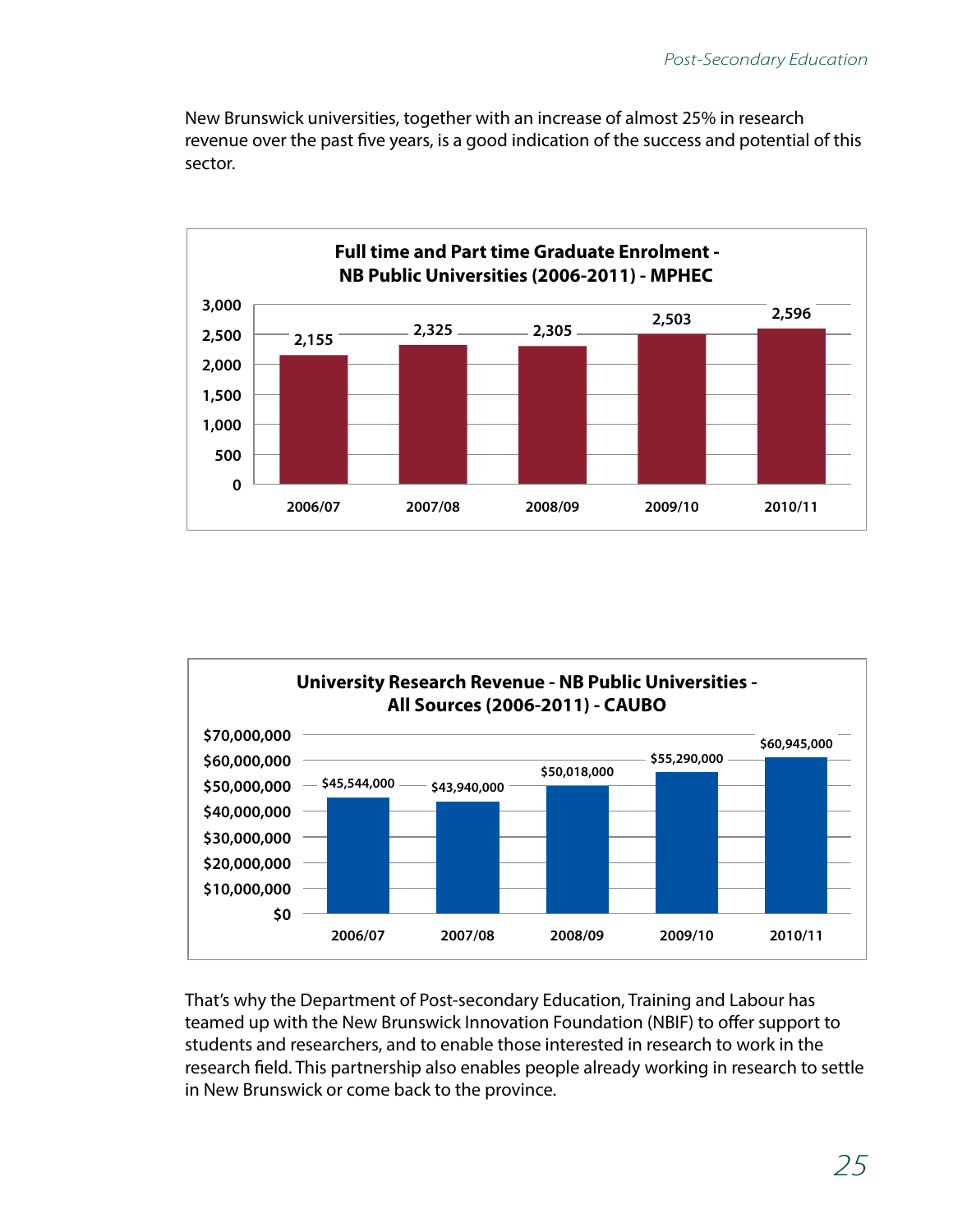New Brunswick universities, together with an increase of almost 25% in research revenue over the past five years, is a good indication of the success and potential of this sector.

**Full time and Part time Graduate Enrolment - NB Public Universities (2006-2011) - MPHEC**

3,000
2,500
2,000
1,500
1,000
500
0

2,155
2,325
2,305
2,503
2,596

2006/07
2007/08
2008/09
2009/10
2010/11

**University Research Revenue - NB Public Universities - All Sources (2006-2011) - CAUBO**

$70,000,000
$60,000,000
$50,000,000
$40,000,000
$30,000,000
$20,000,000
$10,000,000
$0

$45,544,000
$43,940,000
$50,018,000
$55,290,000
$60,945,000

2006/07
2007/08
2008/09
2009/10
2010/11

That's why the Department of Post-secondary Education, Training and Labour has teamed up with the New Brunswick Innovation Foundation (NBIF) to offer support to students and researchers, and to enable those interested in research to work in the research field. This partnership also enables people already working in research to settle in New Brunswick or come back to the province.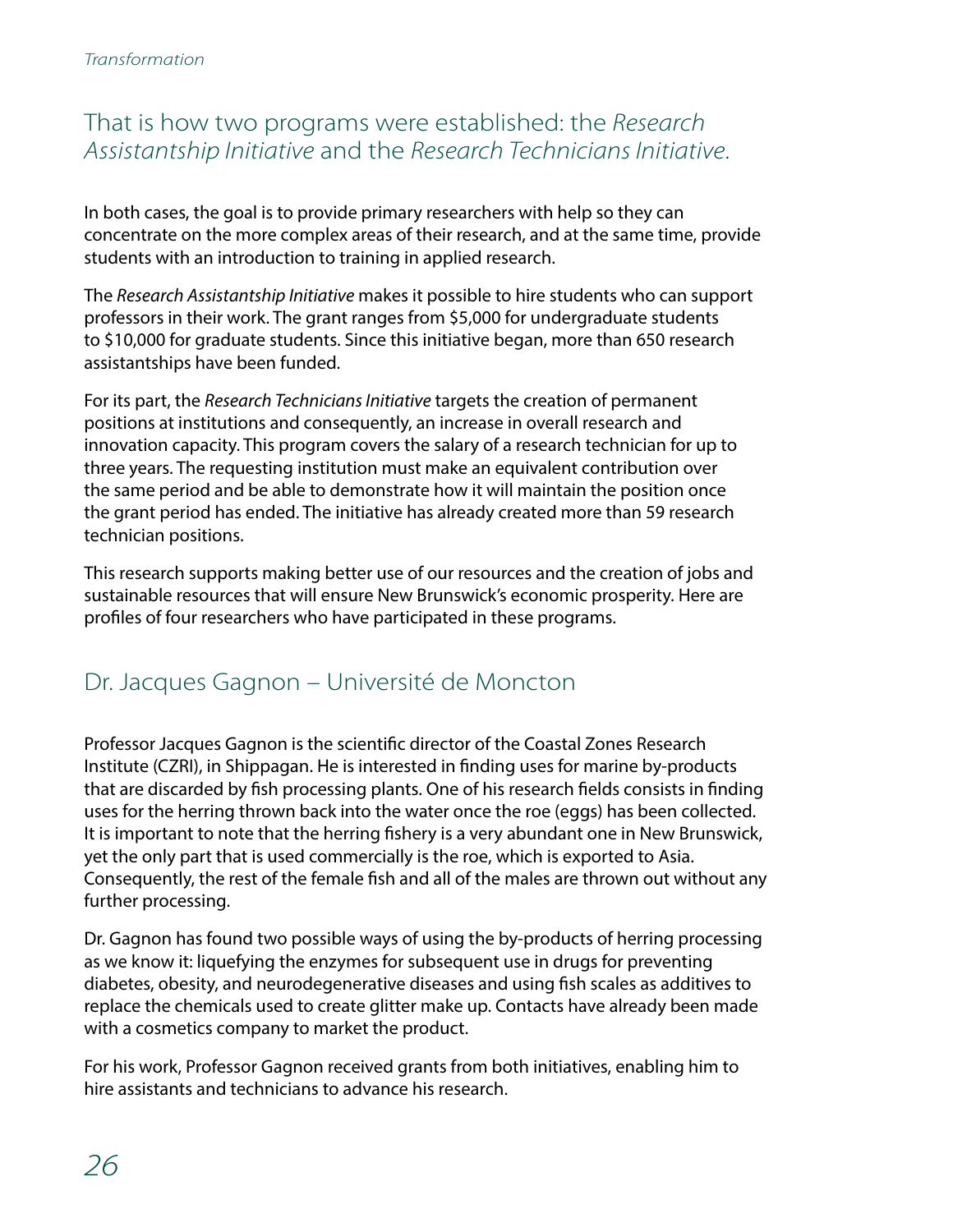## That is how two programs were established: the *Research Assistantship Initiative* and the *Research Technicians Initiative*.

In both cases, the goal is to provide primary researchers with help so they can concentrate on the more complex areas of their research, and at the same time, provide students with an introduction to training in applied research.

The *Research Assistantship Initiative* makes it possible to hire students who can support professors in their work. The grant ranges from $5,000 for undergraduate students to $10,000 for graduate students. Since this initiative began, more than 650 research assistantships have been funded.

For its part, the *Research Technicians Initiative* targets the creation of permanent positions at institutions and consequently, an increase in overall research and innovation capacity. This program covers the salary of a research technician for up to three years. The requesting institution must make an equivalent contribution over the same period and be able to demonstrate how it will maintain the position once the grant period has ended. The initiative has already created more than 59 research technician positions.

This research supports making better use of our resources and the creation of jobs and sustainable resources that will ensure New Brunswick's economic prosperity. Here are profiles of four researchers who have participated in these programs.

## Dr. Jacques Gagnon – Université de Moncton

Professor Jacques Gagnon is the scientific director of the Coastal Zones Research Institute (CZRI), in Shippagan. He is interested in finding uses for marine by-products that are discarded by fish processing plants. One of his research fields consists in finding uses for the herring thrown back into the water once the roe (eggs) has been collected. It is important to note that the herring fishery is a very abundant one in New Brunswick, yet the only part that is used commercially is the roe, which is exported to Asia. Consequently, the rest of the female fish and all of the males are thrown out without any further processing.

Dr. Gagnon has found two possible ways of using the by-products of herring processing as we know it: liquefying the enzymes for subsequent use in drugs for preventing diabetes, obesity, and neurodegenerative diseases and using fish scales as additives to replace the chemicals used to create glitter make up. Contacts have already been made with a cosmetics company to market the product.

For his work, Professor Gagnon received grants from both initiatives, enabling him to hire assistants and technicians to advance his research.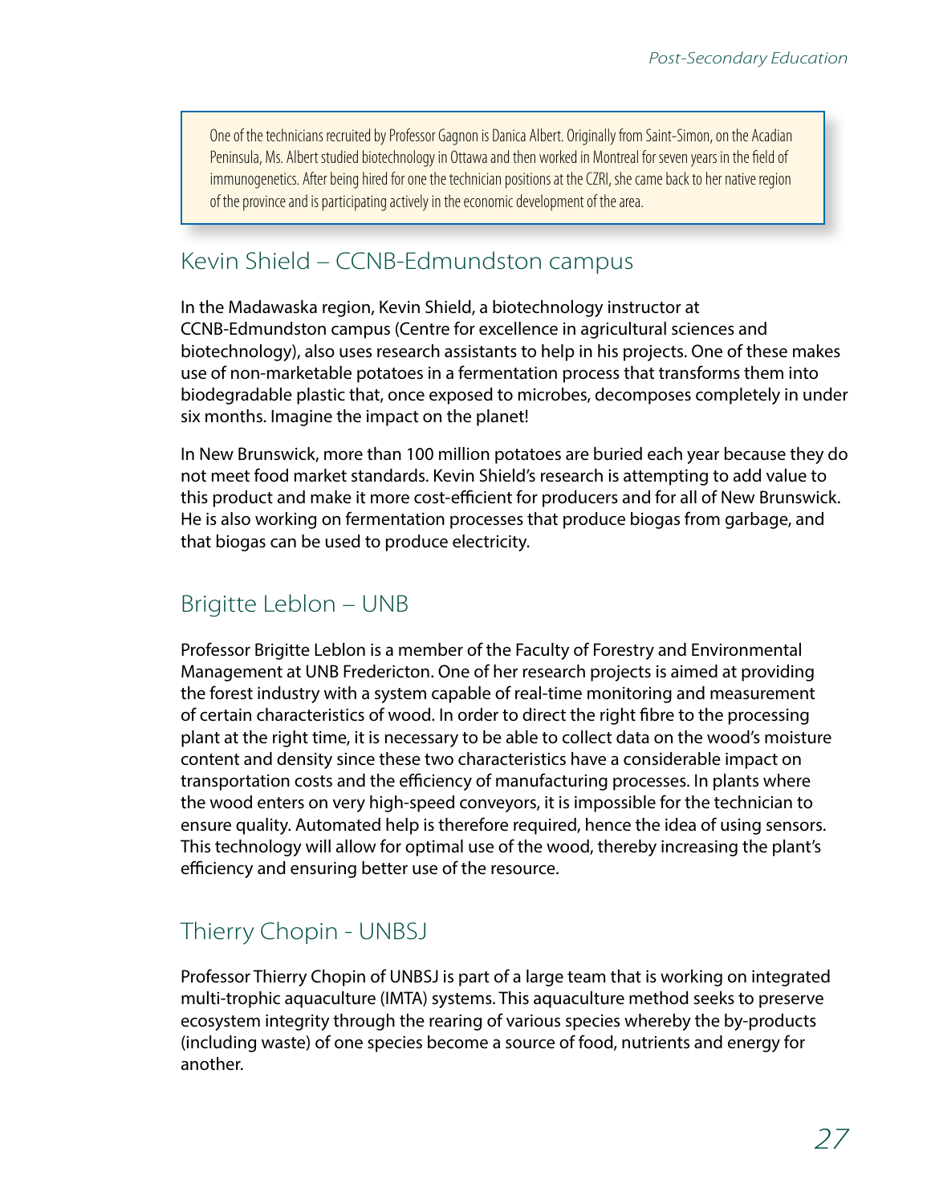> One of the technicians recruited by Professor Gagnon is Danica Albert. Originally from Saint-Simon, on the Acadian Peninsula, Ms. Albert studied biotechnology in Ottawa and then worked in Montreal for seven years in the field of immunogenetics. After being hired for one the technician positions at the CZRI, she came back to her native region of the province and is participating actively in the economic development of the area.

## Kevin Shield – CCNB-Edmundston campus

In the Madawaska region, Kevin Shield, a biotechnology instructor at CCNB-Edmundston campus (Centre for excellence in agricultural sciences and biotechnology), also uses research assistants to help in his projects. One of these makes use of non-marketable potatoes in a fermentation process that transforms them into biodegradable plastic that, once exposed to microbes, decomposes completely in under six months. Imagine the impact on the planet!

In New Brunswick, more than 100 million potatoes are buried each year because they do not meet food market standards. Kevin Shield's research is attempting to add value to this product and make it more cost-efficient for producers and for all of New Brunswick. He is also working on fermentation processes that produce biogas from garbage, and that biogas can be used to produce electricity.

## Brigitte Leblon – UNB

Professor Brigitte Leblon is a member of the Faculty of Forestry and Environmental Management at UNB Fredericton. One of her research projects is aimed at providing the forest industry with a system capable of real-time monitoring and measurement of certain characteristics of wood. In order to direct the right fibre to the processing plant at the right time, it is necessary to be able to collect data on the wood's moisture content and density since these two characteristics have a considerable impact on transportation costs and the efficiency of manufacturing processes. In plants where the wood enters on very high-speed conveyors, it is impossible for the technician to ensure quality. Automated help is therefore required, hence the idea of using sensors. This technology will allow for optimal use of the wood, thereby increasing the plant's efficiency and ensuring better use of the resource.

## Thierry Chopin - UNBSJ

Professor Thierry Chopin of UNBSJ is part of a large team that is working on integrated multi-trophic aquaculture (IMTA) systems. This aquaculture method seeks to preserve ecosystem integrity through the rearing of various species whereby the by-products (including waste) of one species become a source of food, nutrients and energy for another.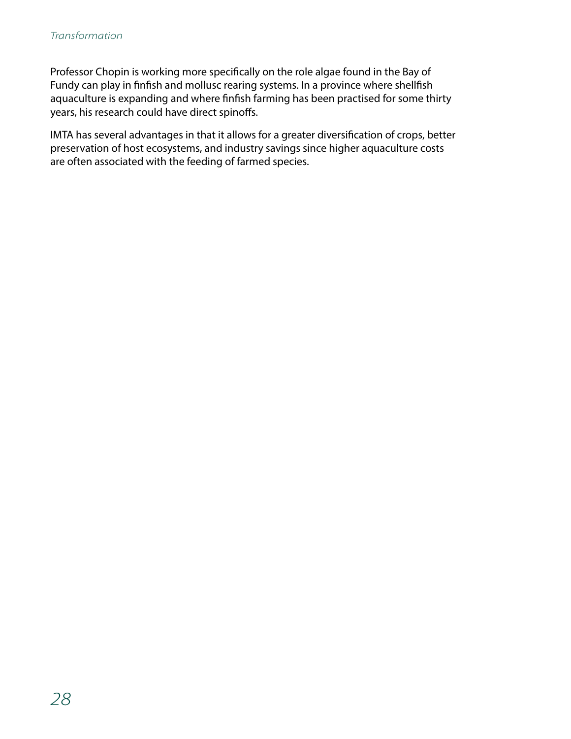Professor Chopin is working more specifically on the role algae found in the Bay of Fundy can play in finfish and mollusc rearing systems. In a province where shellfish aquaculture is expanding and where finfish farming has been practised for some thirty years, his research could have direct spinoffs.

IMTA has several advantages in that it allows for a greater diversification of crops, better preservation of host ecosystems, and industry savings since higher aquaculture costs are often associated with the feeding of farmed species.